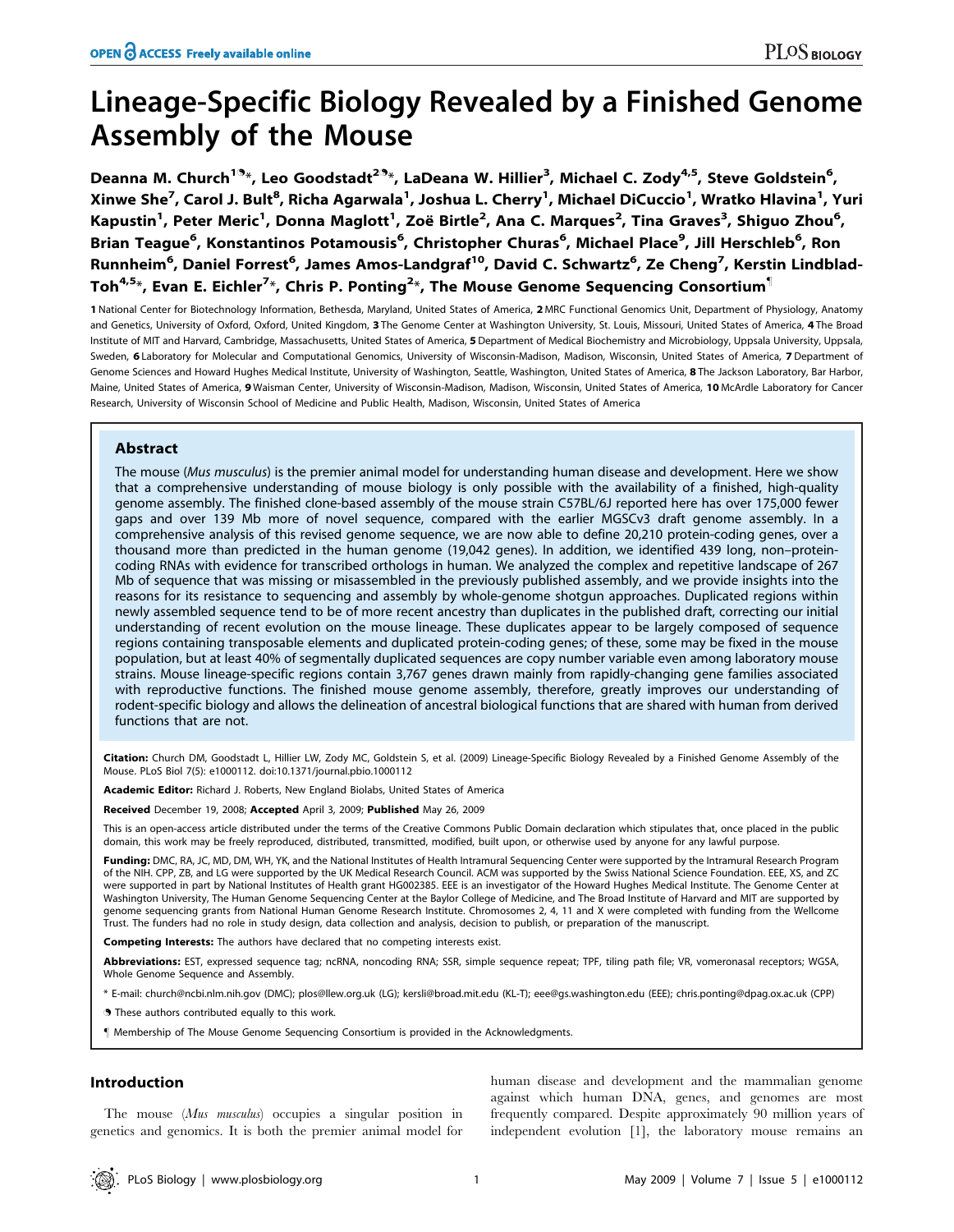OPEN ACCESS Freely available online

# Lineage-Specific Biology Revealed by a Finished Genome Assembly of the Mouse

Deanna M. Church[1]*, Leo Goodstadt[2]*, LaDeana W. Hillier[3], Michael C. Zody[4,5], Steve Goldstein[6], Xinwe She[7], Carol J. Bult[8], Richa Agarwala[1], Joshua L. Cherry[1], Michael DiCuccio[1], Wratko Hlavina[1], Yuri Kapustin[1], Peter Meric[1], Donna Maglott[1], Zoë Birtle[2], Ana C. Marques[2], Tina Graves[3], Shiguo Zhou[6], Brian Teague[6], Konstantinos Potamousis[6], Christopher Churas[6], Michael Place[9], Jill Herschleb[6], Ron Runnheim[6], Daniel Forrest[6], James Amos-Landgraf[10], David C. Schwartz[6], Ze Cheng[7], Kerstin Lindblad-Toh[4,5]*, Evan E. Eichler[7]*, Chris P. Ponting[2]*, The Mouse Genome Sequencing Consortium¶

1 National Center for Biotechnology Information, Bethesda, Maryland, United States of America, 2 MRC Functional Genomics Unit, Department of Physiology, Anatomy and Genetics, University of Oxford, Oxford, United Kingdom, 3 The Genome Center at Washington University, St. Louis, Missouri, United States of America, 4 The Broad Institute of MIT and Harvard, Cambridge, Massachusetts, United States of America, 5 Department of Medical Biochemistry and Microbiology, Uppsala University, Uppsala, Sweden, 6 Laboratory for Molecular and Computational Genomics, University of Wisconsin-Madison, Madison, Wisconsin, United States of America, 7 Department of Genome Sciences and Howard Hughes Medical Institute, University of Washington, Seattle, Washington, United States of America, 8 The Jackson Laboratory, Bar Harbor, Maine, United States of America, 9 Waisman Center, University of Wisconsin-Madison, Madison, Wisconsin, United States of America, 10 McArdle Laboratory for Cancer Research, University of Wisconsin School of Medicine and Public Health, Madison, Wisconsin, United States of America

## Abstract

The mouse (*Mus musculus*) is the premier animal model for understanding human disease and development. Here we show that a comprehensive understanding of mouse biology is only possible with the availability of a finished, high-quality genome assembly. The finished clone-based assembly of the mouse strain C57BL/6J reported here has over 175,000 fewer gaps and over 139 Mb more of novel sequence, compared with the earlier MGSCv3 draft genome assembly. In a comprehensive analysis of this revised genome sequence, we are now able to define 20,210 protein-coding genes, over a thousand more than predicted in the human genome (19,042 genes). In addition, we identified 439 long, non–protein-coding RNAs with evidence for transcribed orthologs in human. We analyzed the complex and repetitive landscape of 267 Mb of sequence that was missing or misassembled in the previously published assembly, and we provide insights into the reasons for its resistance to sequencing and assembly by whole-genome shotgun approaches. Duplicated regions within newly assembled sequence tend to be of more recent ancestry than duplicates in the published draft, correcting our initial understanding of recent evolution on the mouse lineage. These duplicates appear to be largely composed of sequence regions containing transposable elements and duplicated protein-coding genes; of these, some may be fixed in the mouse population, but at least 40% of segmentally duplicated sequences are copy number variable even among laboratory mouse strains. Mouse lineage-specific regions contain 3,767 genes drawn mainly from rapidly-changing gene families associated with reproductive functions. The finished mouse genome assembly, therefore, greatly improves our understanding of rodent-specific biology and allows the delineation of ancestral biological functions that are shared with human from derived functions that are not.

**Citation:** Church DM, Goodstadt L, Hillier LW, Zody MC, Goldstein S, et al. (2009) Lineage-Specific Biology Revealed by a Finished Genome Assembly of the Mouse. PLoS Biol 7(5): e1000112. doi:10.1371/journal.pbio.1000112

**Academic Editor:** Richard J. Roberts, New England Biolabs, United States of America

**Received** December 19, 2008; **Accepted** April 3, 2009; **Published** May 26, 2009

This is an open-access article distributed under the terms of the Creative Commons Public Domain declaration which stipulates that, once placed in the public domain, this work may be freely reproduced, distributed, transmitted, modified, built upon, or otherwise used by anyone for any lawful purpose.

**Funding:** DMC, RA, JC, MD, DM, WH, YK, and the National Institutes of Health Intramural Sequencing Center were supported by the Intramural Research Program of the NIH. CPP, ZB, and LG were supported by the UK Medical Research Council. ACM was supported by the Swiss National Science Foundation. EEE, XS, and ZC were supported in part by National Institutes of Health grant HG002385. EEE is an investigator of the Howard Hughes Medical Institute. The Genome Center at Washington University, The Human Genome Sequencing Center at the Baylor College of Medicine, and The Broad Institute of Harvard and MIT are supported by genome sequencing grants from National Human Genome Research Institute. Chromosomes 2, 4, 11 and X were completed with funding from the Wellcome Trust. The funders had no role in study design, data collection and analysis, decision to publish, or preparation of the manuscript.

**Competing Interests:** The authors have declared that no competing interests exist.

**Abbreviations:** EST, expressed sequence tag; ncRNA, noncoding RNA; SSR, simple sequence repeat; TPF, tiling path file; VR, vomeronasal receptors; WGSA, Whole Genome Sequence and Assembly.

\* E-mail: church@ncbi.nlm.nih.gov (DMC); plos@llew.org.uk (LG); kersli@broad.mit.edu (KL-T); eee@gs.washington.edu (EEE); chris.ponting@dpag.ox.ac.uk (CPP)

These authors contributed equally to this work.

¶ Membership of The Mouse Genome Sequencing Consortium is provided in the Acknowledgments.

## Introduction

The mouse (*Mus musculus*) occupies a singular position in genetics and genomics. It is both the premier animal model for human disease and development and the mammalian genome against which human DNA, genes, and genomes are most frequently compared. Despite approximately 90 million years of independent evolution [1], the laboratory mouse remains an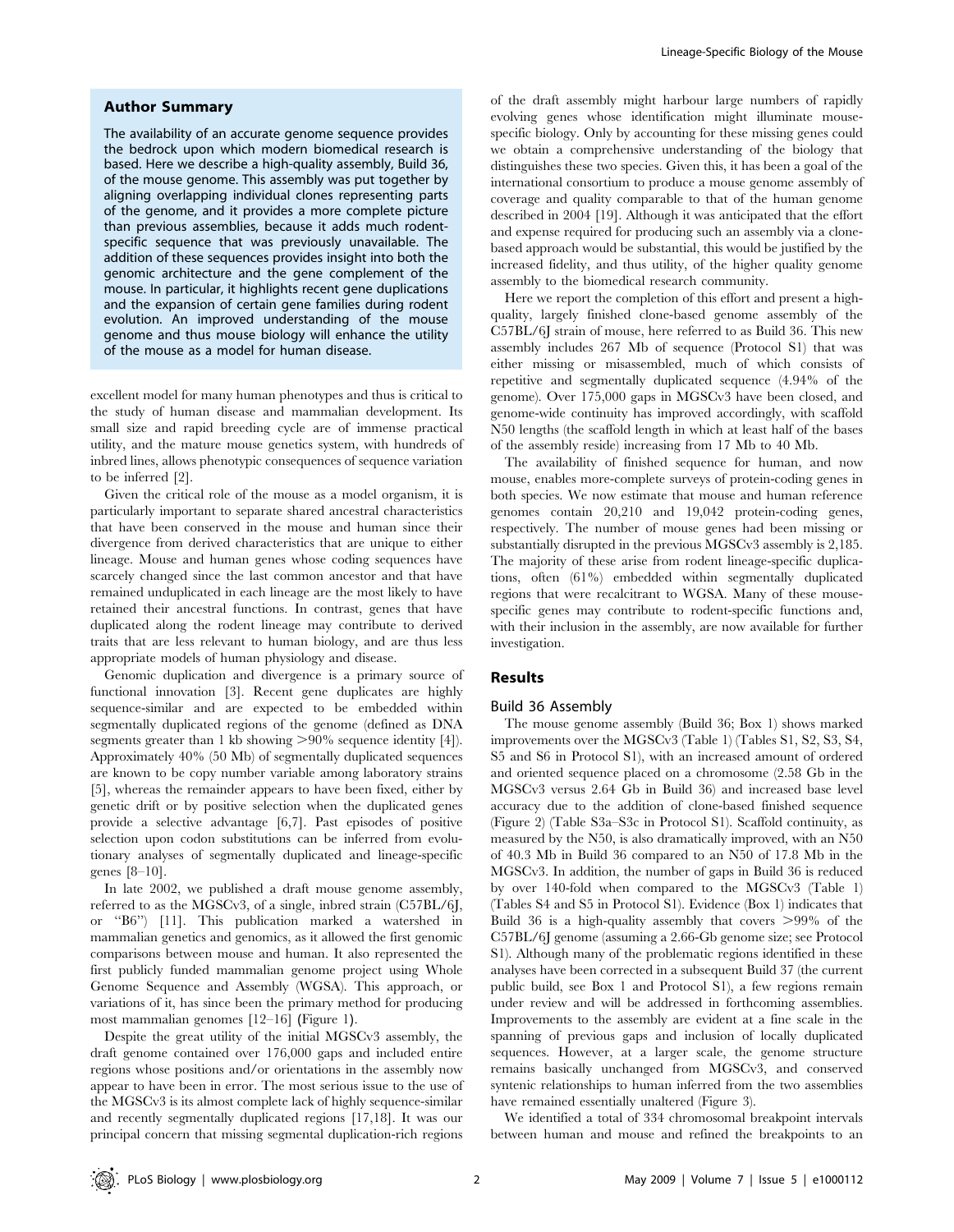## Author Summary

The availability of an accurate genome sequence provides the bedrock upon which modern biomedical research is based. Here we describe a high-quality assembly, Build 36, of the mouse genome. This assembly was put together by aligning overlapping individual clones representing parts of the genome, and it provides a more complete picture than previous assemblies, because it adds much rodent-specific sequence that was previously unavailable. The addition of these sequences provides insight into both the genomic architecture and the gene complement of the mouse. In particular, it highlights recent gene duplications and the expansion of certain gene families during rodent evolution. An improved understanding of the mouse genome and thus mouse biology will enhance the utility of the mouse as a model for human disease.

excellent model for many human phenotypes and thus is critical to the study of human disease and mammalian development. Its small size and rapid breeding cycle are of immense practical utility, and the mature mouse genetics system, with hundreds of inbred lines, allows phenotypic consequences of sequence variation to be inferred [2].

Given the critical role of the mouse as a model organism, it is particularly important to separate shared ancestral characteristics that have been conserved in the mouse and human since their divergence from derived characteristics that are unique to either lineage. Mouse and human genes whose coding sequences have scarcely changed since the last common ancestor and that have remained unduplicated in each lineage are the most likely to have retained their ancestral functions. In contrast, genes that have duplicated along the rodent lineage may contribute to derived traits that are less relevant to human biology, and are thus less appropriate models of human physiology and disease.

Genomic duplication and divergence is a primary source of functional innovation [3]. Recent gene duplicates are highly sequence-similar and are expected to be embedded within segmentally duplicated regions of the genome (defined as DNA segments greater than 1 kb showing >90% sequence identity [4]). Approximately 40% (50 Mb) of segmentally duplicated sequences are known to be copy number variable among laboratory strains [5], whereas the remainder appears to have been fixed, either by genetic drift or by positive selection when the duplicated genes provide a selective advantage [6,7]. Past episodes of positive selection upon codon substitutions can be inferred from evolutionary analyses of segmentally duplicated and lineage-specific genes [8–10].

In late 2002, we published a draft mouse genome assembly, referred to as the MGSCv3, of a single, inbred strain (C57BL/6J, or "B6") [11]. This publication marked a watershed in mammalian genetics and genomics, as it allowed the first genomic comparisons between mouse and human. It also represented the first publicly funded mammalian genome project using Whole Genome Sequence and Assembly (WGSA). This approach, or variations of it, has since been the primary method for producing most mammalian genomes [12–16] (Figure 1).

Despite the great utility of the initial MGSCv3 assembly, the draft genome contained over 176,000 gaps and included entire regions whose positions and/or orientations in the assembly now appear to have been in error. The most serious issue to the use of the MGSCv3 is its almost complete lack of highly sequence-similar and recently segmentally duplicated regions [17,18]. It was our principal concern that missing segmental duplication-rich regions of the draft assembly might harbour large numbers of rapidly evolving genes whose identification might illuminate mouse-specific biology. Only by accounting for these missing genes could we obtain a comprehensive understanding of the biology that distinguishes these two species. Given this, it has been a goal of the international consortium to produce a mouse genome assembly of coverage and quality comparable to that of the human genome described in 2004 [19]. Although it was anticipated that the effort and expense required for producing such an assembly via a clone-based approach would be substantial, this would be justified by the increased fidelity, and thus utility, of the higher quality genome assembly to the biomedical research community.

Here we report the completion of this effort and present a high-quality, largely finished clone-based genome assembly of the C57BL/6J strain of mouse, here referred to as Build 36. This new assembly includes 267 Mb of sequence (Protocol S1) that was either missing or misassembled, much of which consists of repetitive and segmentally duplicated sequence (4.94% of the genome). Over 175,000 gaps in MGSCv3 have been closed, and genome-wide continuity has improved accordingly, with scaffold N50 lengths (the scaffold length in which at least half of the bases of the assembly reside) increasing from 17 Mb to 40 Mb.

The availability of finished sequence for human, and now mouse, enables more-complete surveys of protein-coding genes in both species. We now estimate that mouse and human reference genomes contain 20,210 and 19,042 protein-coding genes, respectively. The number of mouse genes had been missing or substantially disrupted in the previous MGSCv3 assembly is 2,185. The majority of these arise from rodent lineage-specific duplications, often (61%) embedded within segmentally duplicated regions that were recalcitrant to WGSA. Many of these mouse-specific genes may contribute to rodent-specific functions and, with their inclusion in the assembly, are now available for further investigation.

## Results

### Build 36 Assembly

The mouse genome assembly (Build 36; Box 1) shows marked improvements over the MGSCv3 (Table 1) (Tables S1, S2, S3, S4, S5 and S6 in Protocol S1), with an increased amount of ordered and oriented sequence placed on a chromosome (2.58 Gb in the MGSCv3 versus 2.64 Gb in Build 36) and increased base level accuracy due to the addition of clone-based finished sequence (Figure 2) (Table S3a–S3c in Protocol S1). Scaffold continuity, as measured by the N50, is also dramatically improved, with an N50 of 40.3 Mb in Build 36 compared to an N50 of 17.8 Mb in the MGSCv3. In addition, the number of gaps in Build 36 is reduced by over 140-fold when compared to the MGSCv3 (Table 1) (Tables S4 and S5 in Protocol S1). Evidence (Box 1) indicates that Build 36 is a high-quality assembly that covers >99% of the C57BL/6J genome (assuming a 2.66-Gb genome size; see Protocol S1). Although many of the problematic regions identified in these analyses have been corrected in a subsequent Build 37 (the current public build, see Box 1 and Protocol S1), a few regions remain under review and will be addressed in forthcoming assemblies. Improvements to the assembly are evident at a fine scale in the spanning of previous gaps and inclusion of locally duplicated sequences. However, at a larger scale, the genome structure remains basically unchanged from MGSCv3, and conserved syntenic relationships to human inferred from the two assemblies have remained essentially unaltered (Figure 3).

We identified a total of 334 chromosomal breakpoint intervals between human and mouse and refined the breakpoints to an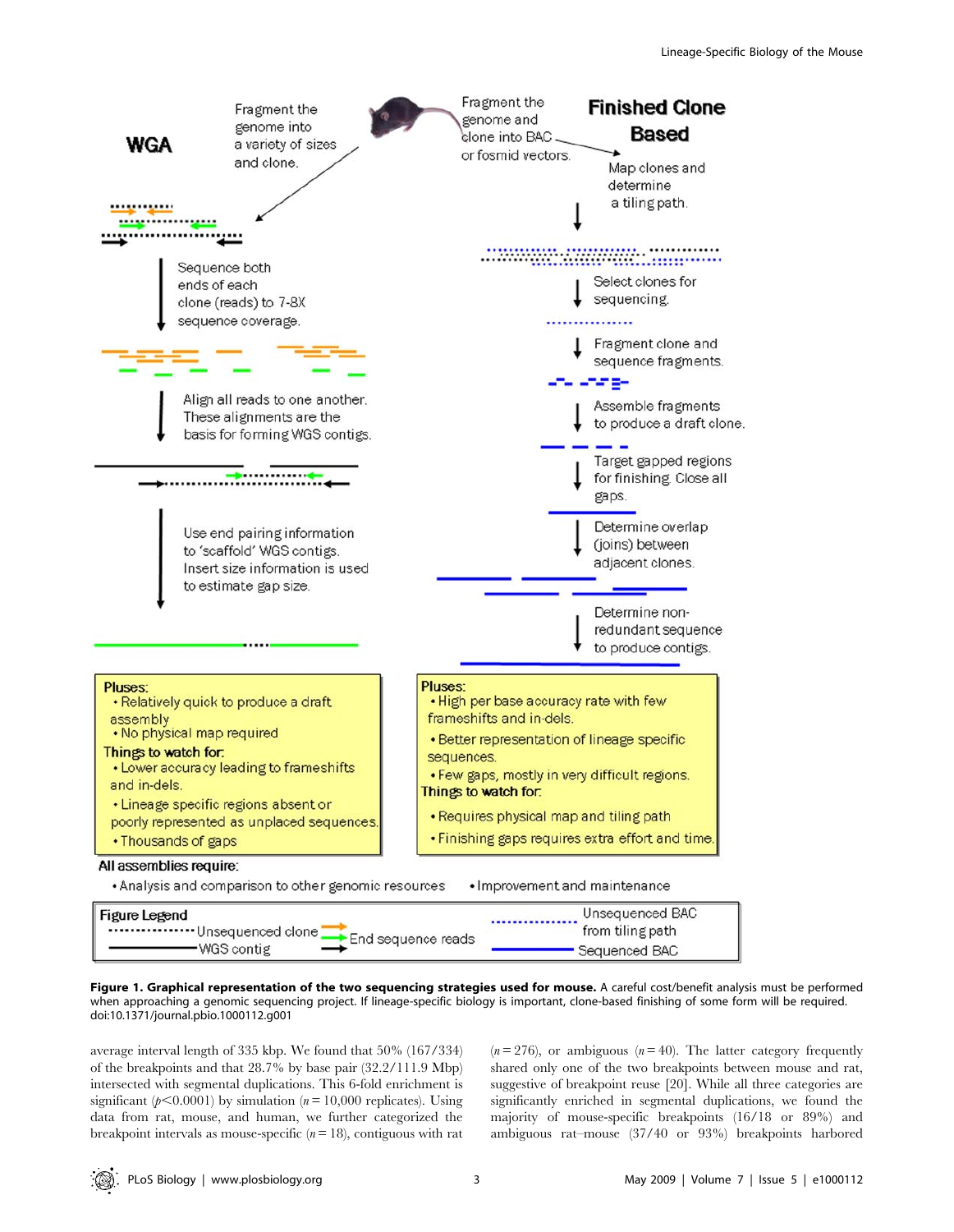**WGA**

Fragment the genome into a variety of sizes and clone.

Sequence both ends of each clone (reads) to 7-8X sequence coverage.

Align all reads to one another. These alignments are the basis for forming WGS contigs.

Use end pairing information to 'scaffold' WGS contigs. Insert size information is used to estimate gap size.

**Finished Clone Based**

Fragment the genome and clone into BAC or fosmid vectors.

Map clones and determine a tiling path.

Select clones for sequencing.

Fragment clone and sequence fragments.

Assemble fragments to produce a draft clone.

Target gapped regions for finishing. Close all gaps.

Determine overlap (joins) between adjacent clones.

Determine non-redundant sequence to produce contigs.

**WGA**

Pluses:
- Relatively quick to produce a draft assembly
- No physical map required

Things to watch for:
- Lower accuracy leading to frameshifts and in-dels.
- Lineage specific regions absent or poorly represented as unplaced sequences.
- Thousands of gaps

**Finished Clone Based**

Pluses:
- High per base accuracy rate with few frameshifts and in-dels.
- Better representation of lineage specific sequences.
- Few gaps, mostly in very difficult regions.

Things to watch for:
- Requires physical map and tiling path
- Finishing gaps requires extra effort and time.

All assemblies require:
- Analysis and comparison to other genomic resources
- Improvement and maintenance

Figure Legend: Unsequenced clone; WGS contig; End sequence reads; Unsequenced BAC from tiling path; Sequenced BAC

**Figure 1. Graphical representation of the two sequencing strategies used for mouse.** A careful cost/benefit analysis must be performed when approaching a genomic sequencing project. If lineage-specific biology is important, clone-based finishing of some form will be required.
doi:10.1371/journal.pbio.1000112.g001

average interval length of 335 kbp. We found that 50% (167/334) of the breakpoints and that 28.7% by base pair (32.2/111.9 Mbp) intersected with segmental duplications. This 6-fold enrichment is significant ($p<0.0001$) by simulation ($n = 10{,}000$ replicates). Using data from rat, mouse, and human, we further categorized the breakpoint intervals as mouse-specific ($n = 18$), contiguous with rat ($n = 276$), or ambiguous ($n = 40$). The latter category frequently shared only one of the two breakpoints between mouse and rat, suggestive of breakpoint reuse [20]. While all three categories are significantly enriched in segmental duplications, we found the majority of mouse-specific breakpoints (16/18 or 89%) and ambiguous rat–mouse (37/40 or 93%) breakpoints harbored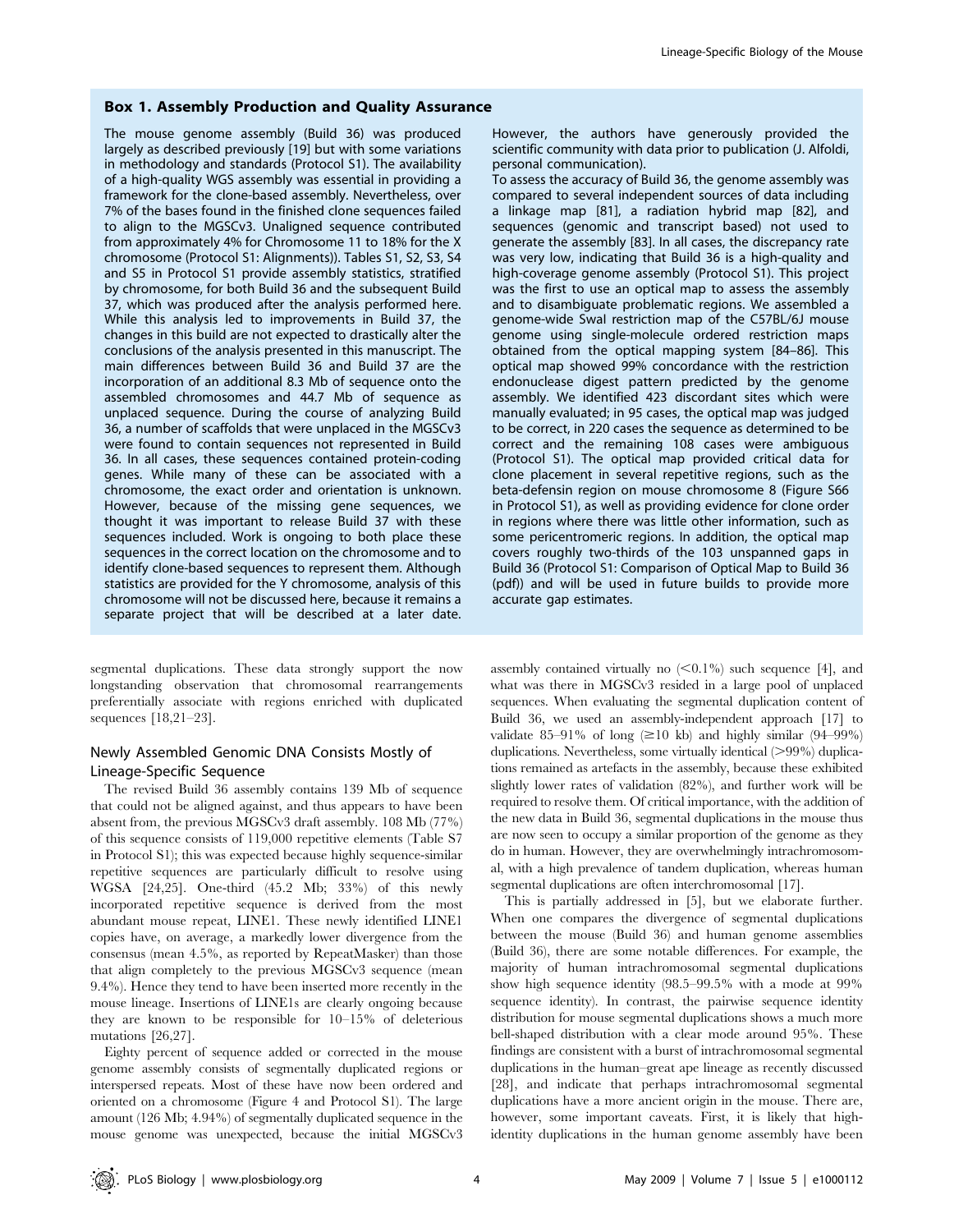## Box 1. Assembly Production and Quality Assurance

The mouse genome assembly (Build 36) was produced largely as described previously [19] but with some variations in methodology and standards (Protocol S1). The availability of a high-quality WGS assembly was essential in providing a framework for the clone-based assembly. Nevertheless, over 7% of the bases found in the finished clone sequences failed to align to the MGSCv3. Unaligned sequence contributed from approximately 4% for Chromosome 11 to 18% for the X chromosome (Protocol S1: Alignments)). Tables S1, S2, S3, S4 and S5 in Protocol S1 provide assembly statistics, stratified by chromosome, for both Build 36 and the subsequent Build 37, which was produced after the analysis performed here. While this analysis led to improvements in Build 37, the changes in this build are not expected to drastically alter the conclusions of the analysis presented in this manuscript. The main differences between Build 36 and Build 37 are the incorporation of an additional 8.3 Mb of sequence onto the assembled chromosomes and 44.7 Mb of sequence as unplaced sequence. During the course of analyzing Build 36, a number of scaffolds that were unplaced in the MGSCv3 were found to contain sequences not represented in Build 36. In all cases, these sequences contained protein-coding genes. While many of these can be associated with a chromosome, the exact order and orientation is unknown. However, because of the missing gene sequences, we thought it was important to release Build 37 with these sequences included. Work is ongoing to both place these sequences in the correct location on the chromosome and to identify clone-based sequences to represent them. Although statistics are provided for the Y chromosome, analysis of this chromosome will not be discussed here, because it remains a separate project that will be described at a later date. However, the authors have generously provided the scientific community with data prior to publication (J. Alfoldi, personal communication).

To assess the accuracy of Build 36, the genome assembly was compared to several independent sources of data including a linkage map [81], a radiation hybrid map [82], and sequences (genomic and transcript based) not used to generate the assembly [83]. In all cases, the discrepancy rate was very low, indicating that Build 36 is a high-quality and high-coverage genome assembly (Protocol S1). This project was the first to use an optical map to assess the assembly and to disambiguate problematic regions. We assembled a genome-wide SwaI restriction map of the C57BL/6J mouse genome using single-molecule ordered restriction maps obtained from the optical mapping system [84–86]. This optical map showed 99% concordance with the restriction endonuclease digest pattern predicted by the genome assembly. We identified 423 discordant sites which were manually evaluated; in 95 cases, the optical map was judged to be correct, in 220 cases the sequence as determined to be correct and the remaining 108 cases were ambiguous (Protocol S1). The optical map provided critical data for clone placement in several repetitive regions, such as the beta-defensin region on mouse chromosome 8 (Figure S66 in Protocol S1), as well as providing evidence for clone order in regions where there was little other information, such as some pericentromeric regions. In addition, the optical map covers roughly two-thirds of the 103 unspanned gaps in Build 36 (Protocol S1: Comparison of Optical Map to Build 36 (pdf)) and will be used in future builds to provide more accurate gap estimates.

---

segmental duplications. These data strongly support the now longstanding observation that chromosomal rearrangements preferentially associate with regions enriched with duplicated sequences [18,21–23].

## Newly Assembled Genomic DNA Consists Mostly of Lineage-Specific Sequence

The revised Build 36 assembly contains 139 Mb of sequence that could not be aligned against, and thus appears to have been absent from, the previous MGSCv3 draft assembly. 108 Mb (77%) of this sequence consists of 119,000 repetitive elements (Table S7 in Protocol S1); this was expected because highly sequence-similar repetitive sequences are particularly difficult to resolve using WGSA [24,25]. One-third (45.2 Mb; 33%) of this newly incorporated repetitive sequence is derived from the most abundant mouse repeat, LINE1. These newly identified LINE1 copies have, on average, a markedly lower divergence from the consensus (mean 4.5%, as reported by RepeatMasker) than those that align completely to the previous MGSCv3 sequence (mean 9.4%). Hence they tend to have been inserted more recently in the mouse lineage. Insertions of LINE1s are clearly ongoing because they are known to be responsible for 10–15% of deleterious mutations [26,27].

Eighty percent of sequence added or corrected in the mouse genome assembly consists of segmentally duplicated regions or interspersed repeats. Most of these have now been ordered and oriented on a chromosome (Figure 4 and Protocol S1). The large amount (126 Mb; 4.94%) of segmentally duplicated sequence in the mouse genome was unexpected, because the initial MGSCv3 assembly contained virtually no (<0.1%) such sequence [4], and what was there in MGSCv3 resided in a large pool of unplaced sequences. When evaluating the segmental duplication content of Build 36, we used an assembly-independent approach [17] to validate 85–91% of long (≥10 kb) and highly similar (94–99%) duplications. Nevertheless, some virtually identical (>99%) duplications remained as artefacts in the assembly, because these exhibited slightly lower rates of validation (82%), and further work will be required to resolve them. Of critical importance, with the addition of the new data in Build 36, segmental duplications in the mouse thus are now seen to occupy a similar proportion of the genome as they do in human. However, they are overwhelmingly intrachromosomal, with a high prevalence of tandem duplication, whereas human segmental duplications are often interchromosomal [17].

This is partially addressed in [5], but we elaborate further. When one compares the divergence of segmental duplications between the mouse (Build 36) and human genome assemblies (Build 36), there are some notable differences. For example, the majority of human intrachromosomal segmental duplications show high sequence identity (98.5–99.5% with a mode at 99% sequence identity). In contrast, the pairwise sequence identity distribution for mouse segmental duplications shows a much more bell-shaped distribution with a clear mode around 95%. These findings are consistent with a burst of intrachromosomal segmental duplications in the human–great ape lineage as recently discussed [28], and indicate that perhaps intrachromosomal segmental duplications have a more ancient origin in the mouse. There are, however, some important caveats. First, it is likely that high-identity duplications in the human genome assembly have been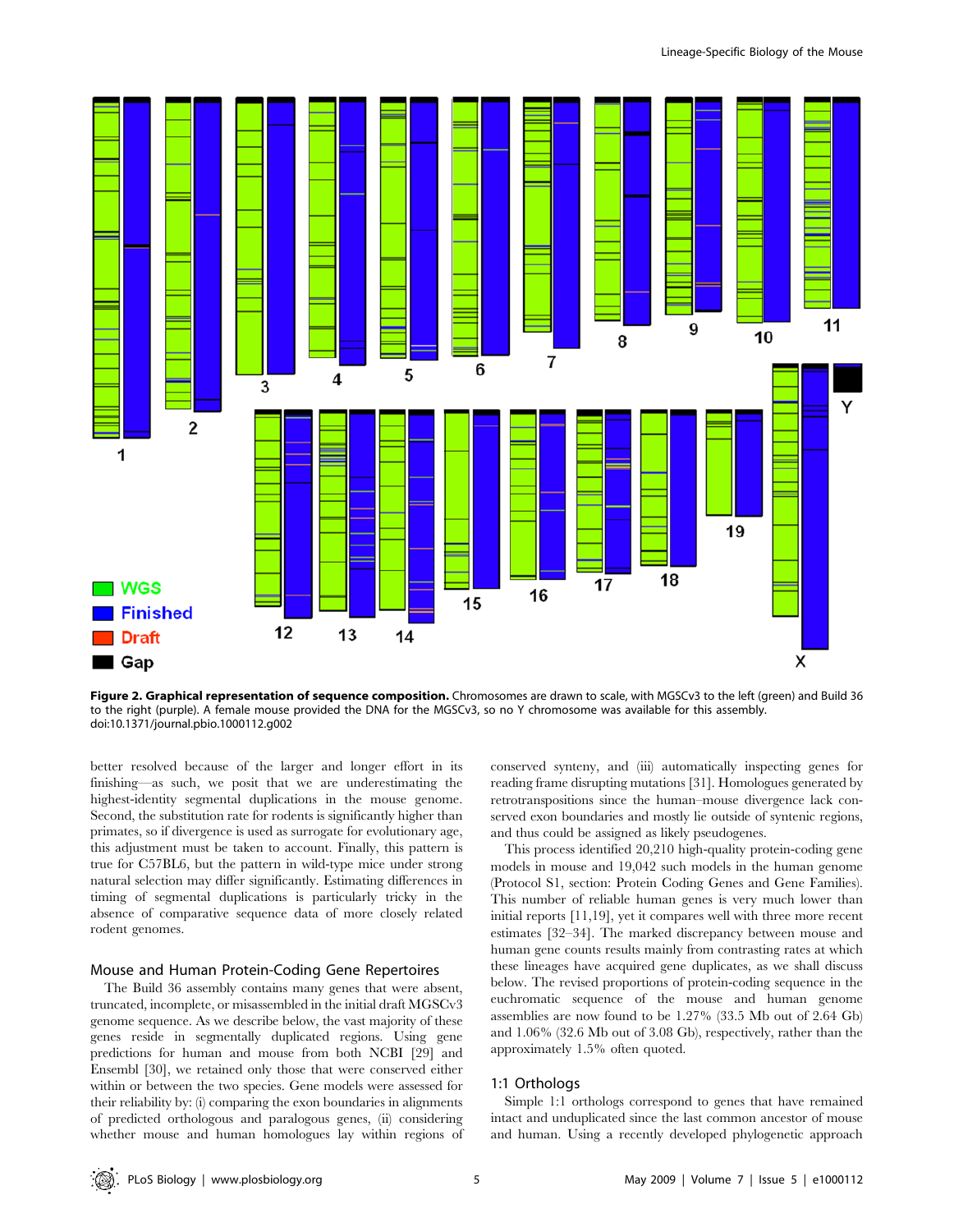**Figure 2. Graphical representation of sequence composition.** Chromosomes are drawn to scale, with MGSCv3 to the left (green) and Build 36 to the right (purple). A female mouse provided the DNA for the MGSCv3, so no Y chromosome was available for this assembly.
doi:10.1371/journal.pbio.1000112.g002

better resolved because of the larger and longer effort in its finishing—as such, we posit that we are underestimating the highest-identity segmental duplications in the mouse genome. Second, the substitution rate for rodents is significantly higher than primates, so if divergence is used as surrogate for evolutionary age, this adjustment must be taken to account. Finally, this pattern is true for C57BL6, but the pattern in wild-type mice under strong natural selection may differ significantly. Estimating differences in timing of segmental duplications is particularly tricky in the absence of comparative sequence data of more closely related rodent genomes.

## Mouse and Human Protein-Coding Gene Repertoires

The Build 36 assembly contains many genes that were absent, truncated, incomplete, or misassembled in the initial draft MGSCv3 genome sequence. As we describe below, the vast majority of these genes reside in segmentally duplicated regions. Using gene predictions for human and mouse from both NCBI [29] and Ensembl [30], we retained only those that were conserved either within or between the two species. Gene models were assessed for their reliability by: (i) comparing the exon boundaries in alignments of predicted orthologous and paralogous genes, (ii) considering whether mouse and human homologues lay within regions of conserved synteny, and (iii) automatically inspecting genes for reading frame disrupting mutations [31]. Homologues generated by retrotranspositions since the human–mouse divergence lack conserved exon boundaries and mostly lie outside of syntenic regions, and thus could be assigned as likely pseudogenes.

This process identified 20,210 high-quality protein-coding gene models in mouse and 19,042 such models in the human genome (Protocol S1, section: Protein Coding Genes and Gene Families). This number of reliable human genes is very much lower than initial reports [11,19], yet it compares well with three more recent estimates [32–34]. The marked discrepancy between mouse and human gene counts results mainly from contrasting rates at which these lineages have acquired gene duplicates, as we shall discuss below. The revised proportions of protein-coding sequence in the euchromatic sequence of the mouse and human genome assemblies are now found to be 1.27% (33.5 Mb out of 2.64 Gb) and 1.06% (32.6 Mb out of 3.08 Gb), respectively, rather than the approximately 1.5% often quoted.

## 1:1 Orthologs

Simple 1:1 orthologs correspond to genes that have remained intact and unduplicated since the last common ancestor of mouse and human. Using a recently developed phylogenetic approach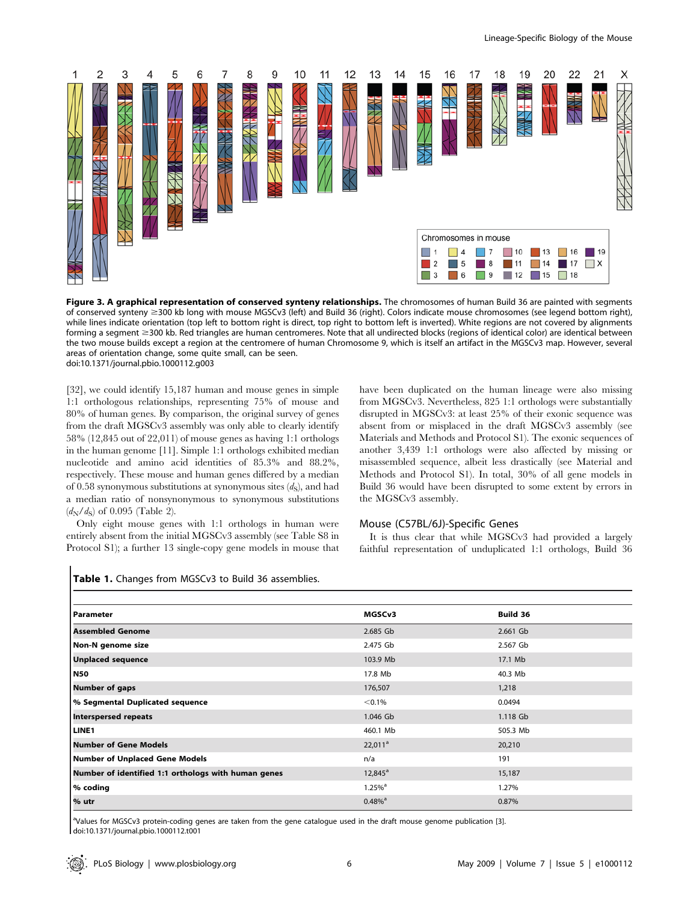**Figure 3. A graphical representation of conserved synteny relationships.** The chromosomes of human Build 36 are painted with segments of conserved synteny ≥300 kb long with mouse MGSCv3 (left) and Build 36 (right). Colors indicate mouse chromosomes (see legend bottom right), while lines indicate orientation (top left to bottom right is direct, top right to bottom left is inverted). White regions are not covered by alignments forming a segment ≥300 kb. Red triangles are human centromeres. Note that all undirected blocks (regions of identical color) are identical between the two mouse builds except a region at the centromere of human Chromosome 9, which is itself an artifact in the MGSCv3 map. However, several areas of orientation change, some quite small, can be seen.
doi:10.1371/journal.pbio.1000112.g003

[32], we could identify 15,187 human and mouse genes in simple 1:1 orthologous relationships, representing 75% of mouse and 80% of human genes. By comparison, the original survey of genes from the draft MGSCv3 assembly was only able to clearly identify 58% (12,845 out of 22,011) of mouse genes as having 1:1 orthologs in the human genome [11]. Simple 1:1 orthologs exhibited median nucleotide and amino acid identities of 85.3% and 88.2%, respectively. These mouse and human genes differed by a median of 0.58 synonymous substitutions at synonymous sites ($d_S$), and had a median ratio of nonsynonymous to synonymous substitutions ($d_N/d_S$) of 0.095 (Table 2).

Only eight mouse genes with 1:1 orthologs in human were entirely absent from the initial MGSCv3 assembly (see Table S8 in Protocol S1); a further 13 single-copy gene models in mouse that have been duplicated on the human lineage were also missing from MGSCv3. Nevertheless, 825 1:1 orthologs were substantially disrupted in MGSCv3: at least 25% of their exonic sequence was absent from or misplaced in the draft MGSCv3 assembly (see Materials and Methods and Protocol S1). The exonic sequences of another 3,439 1:1 orthologs were also affected by missing or misassembled sequence, albeit less drastically (see Material and Methods and Protocol S1). In total, 30% of all gene models in Build 36 would have been disrupted to some extent by errors in the MGSCv3 assembly.

## Mouse (C57BL/6J)-Specific Genes

It is thus clear that while MGSCv3 had provided a largely faithful representation of unduplicated 1:1 orthologs, Build 36

**Table 1.** Changes from MGSCv3 to Build 36 assemblies.

| Parameter | MGSCv3 | Build 36 |
|---|---|---|
| **Assembled Genome** | 2.685 Gb | 2.661 Gb |
| **Non-N genome size** | 2.475 Gb | 2.567 Gb |
| **Unplaced sequence** | 103.9 Mb | 17.1 Mb |
| **N50** | 17.8 Mb | 40.3 Mb |
| **Number of gaps** | 176,507 | 1,218 |
| **% Segmental Duplicated sequence** | <0.1% | 0.0494 |
| **Interspersed repeats** | 1.046 Gb | 1.118 Gb |
| **LINE1** | 460.1 Mb | 505.3 Mb |
| **Number of Gene Models** | 22,011[a] | 20,210 |
| **Number of Unplaced Gene Models** | n/a | 191 |
| **Number of identified 1:1 orthologs with human genes** | 12,845[a] | 15,187 |
| **% coding** | 1.25%[a] | 1.27% |
| **% utr** | 0.48%[a] | 0.87% |

[a]Values for MGSCv3 protein-coding genes are taken from the gene catalogue used in the draft mouse genome publication [3].
doi:10.1371/journal.pbio.1000112.t001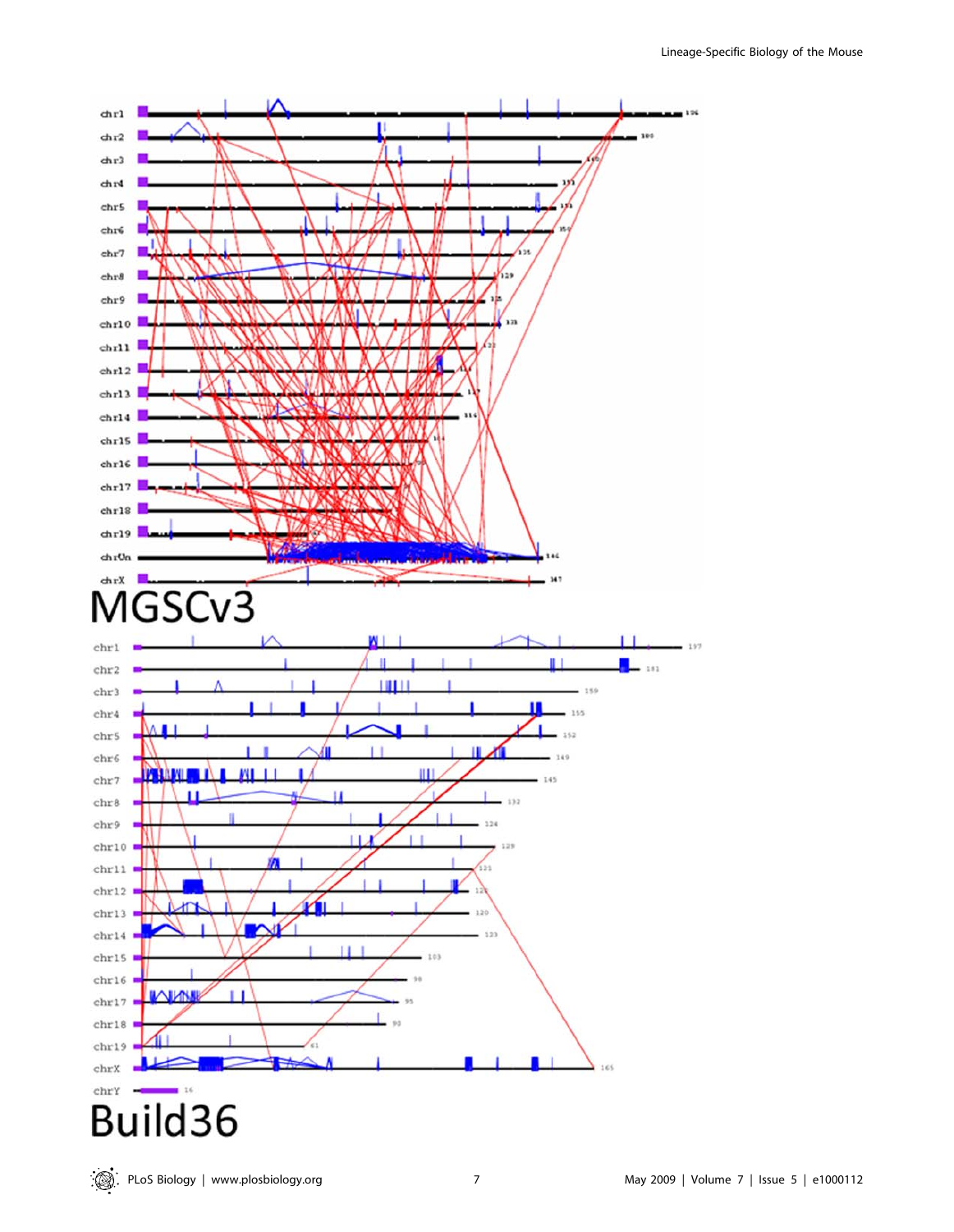MGSCv3

Build36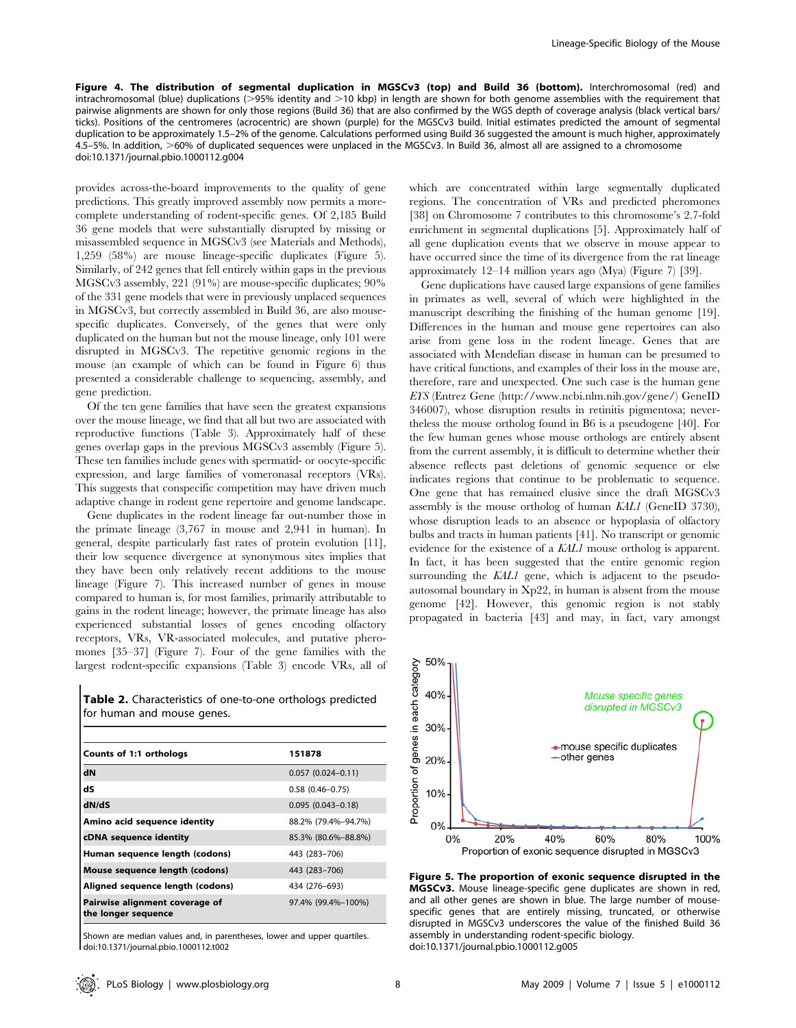**Figure 4. The distribution of segmental duplication in MGSCv3 (top) and Build 36 (bottom).** Interchromosomal (red) and intrachromosomal (blue) duplications (>95% identity and >10 kbp) in length are shown for both genome assemblies with the requirement that pairwise alignments are shown for only those regions (Build 36) that are also confirmed by the WGS depth of coverage analysis (black vertical bars/ticks). Positions of the centromeres (acrocentric) are shown (purple) for the MGSCv3 build. Initial estimates predicted the amount of segmental duplication to be approximately 1.5–2% of the genome. Calculations performed using Build 36 suggested the amount is much higher, approximately 4.5–5%. In addition, >60% of duplicated sequences were unplaced in the MGSCv3. In Build 36, almost all are assigned to a chromosome
doi:10.1371/journal.pbio.1000112.g004

provides across-the-board improvements to the quality of gene predictions. This greatly improved assembly now permits a more-complete understanding of rodent-specific genes. Of 2,185 Build 36 gene models that were substantially disrupted by missing or misassembled sequence in MGSCv3 (see Materials and Methods), 1,259 (58%) are mouse lineage-specific duplicates (Figure 5). Similarly, of 242 genes that fell entirely within gaps in the previous MGSCv3 assembly, 221 (91%) are mouse-specific duplicates; 90% of the 331 gene models that were in previously unplaced sequences in MGSCv3, but correctly assembled in Build 36, are also mouse-specific duplicates. Conversely, of the genes that were only duplicated on the human but not the mouse lineage, only 101 were disrupted in MGSCv3. The repetitive genomic regions in the mouse (an example of which can be found in Figure 6) thus presented a considerable challenge to sequencing, assembly, and gene prediction.

Of the ten gene families that have seen the greatest expansions over the mouse lineage, we find that all but two are associated with reproductive functions (Table 3). Approximately half of these genes overlap gaps in the previous MGSCv3 assembly (Figure 5). These ten families include genes with spermatid- or oocyte-specific expression, and large families of vomeronasal receptors (VRs). This suggests that conspecific competition may have driven much adaptive change in rodent gene repertoire and genome landscape.

Gene duplicates in the rodent lineage far out-number those in the primate lineage (3,767 in mouse and 2,941 in human). In general, despite particularly fast rates of protein evolution [11], their low sequence divergence at synonymous sites implies that they have been only relatively recent additions to the mouse lineage (Figure 7). This increased number of genes in mouse compared to human is, for most families, primarily attributable to gains in the rodent lineage; however, the primate lineage has also experienced substantial losses of genes encoding olfactory receptors, VRs, VR-associated molecules, and putative pheromones [35–37] (Figure 7). Four of the gene families with the largest rodent-specific expansions (Table 3) encode VRs, all of which are concentrated within large segmentally duplicated regions. The concentration of VRs and predicted pheromones [38] on Chromosome 7 contributes to this chromosome's 2.7-fold enrichment in segmental duplications [5]. Approximately half of all gene duplication events that we observe in mouse appear to have occurred since the time of its divergence from the rat lineage approximately 12–14 million years ago (Mya) (Figure 7) [39].

Gene duplications have caused large expansions of gene families in primates as well, several of which were highlighted in the manuscript describing the finishing of the human genome [19]. Differences in the human and mouse gene repertoires can also arise from gene loss in the rodent lineage. Genes that are associated with Mendelian disease in human can be presumed to have critical functions, and examples of their loss in the mouse are, therefore, rare and unexpected. One such case is the human gene *EYS* (Entrez Gene (http://www.ncbi.nlm.nih.gov/gene/) GeneID 346007), whose disruption results in retinitis pigmentosa; nevertheless the mouse ortholog found in B6 is a pseudogene [40]. For the few human genes whose mouse orthologs are entirely absent from the current assembly, it is difficult to determine whether their absence reflects past deletions of genomic sequence or else indicates regions that continue to be problematic to sequence. One gene that has remained elusive since the draft MGSCv3 assembly is the mouse ortholog of human *KAL1* (GeneID 3730), whose disruption leads to an absence or hypoplasia of olfactory bulbs and tracts in human patients [41]. No transcript or genomic evidence for the existence of a *KAL1* mouse ortholog is apparent. In fact, it has been suggested that the entire genomic region surrounding the *KAL1* gene, which is adjacent to the pseudoautosomal boundary in Xp22, in human is absent from the mouse genome [42]. However, this genomic region is not stably propagated in bacteria [43] and may, in fact, vary amongst

**Table 2.** Characteristics of one-to-one orthologs predicted for human and mouse genes.

| Counts of 1:1 orthologs | 151878 |
|---|---|
| dN | 0.057 (0.024–0.11) |
| dS | 0.58 (0.46–0.75) |
| dN/dS | 0.095 (0.043–0.18) |
| Amino acid sequence identity | 88.2% (79.4%–94.7%) |
| cDNA sequence identity | 85.3% (80.6%–88.8%) |
| Human sequence length (codons) | 443 (283–706) |
| Mouse sequence length (codons) | 443 (283–706) |
| Aligned sequence length (codons) | 434 (276–693) |
| Pairwise alignment coverage of the longer sequence | 97.4% (99.4%–100%) |

Shown are median values and, in parentheses, lower and upper quartiles.
doi:10.1371/journal.pbio.1000112.t002

**Figure 5. The proportion of exonic sequence disrupted in the MGSCv3.** Mouse lineage-specific gene duplicates are shown in red, and all other genes are shown in blue. The large number of mouse-specific genes that are entirely missing, truncated, or otherwise disrupted in MGSCv3 underscores the value of the finished Build 36 assembly in understanding rodent-specific biology.
doi:10.1371/journal.pbio.1000112.g005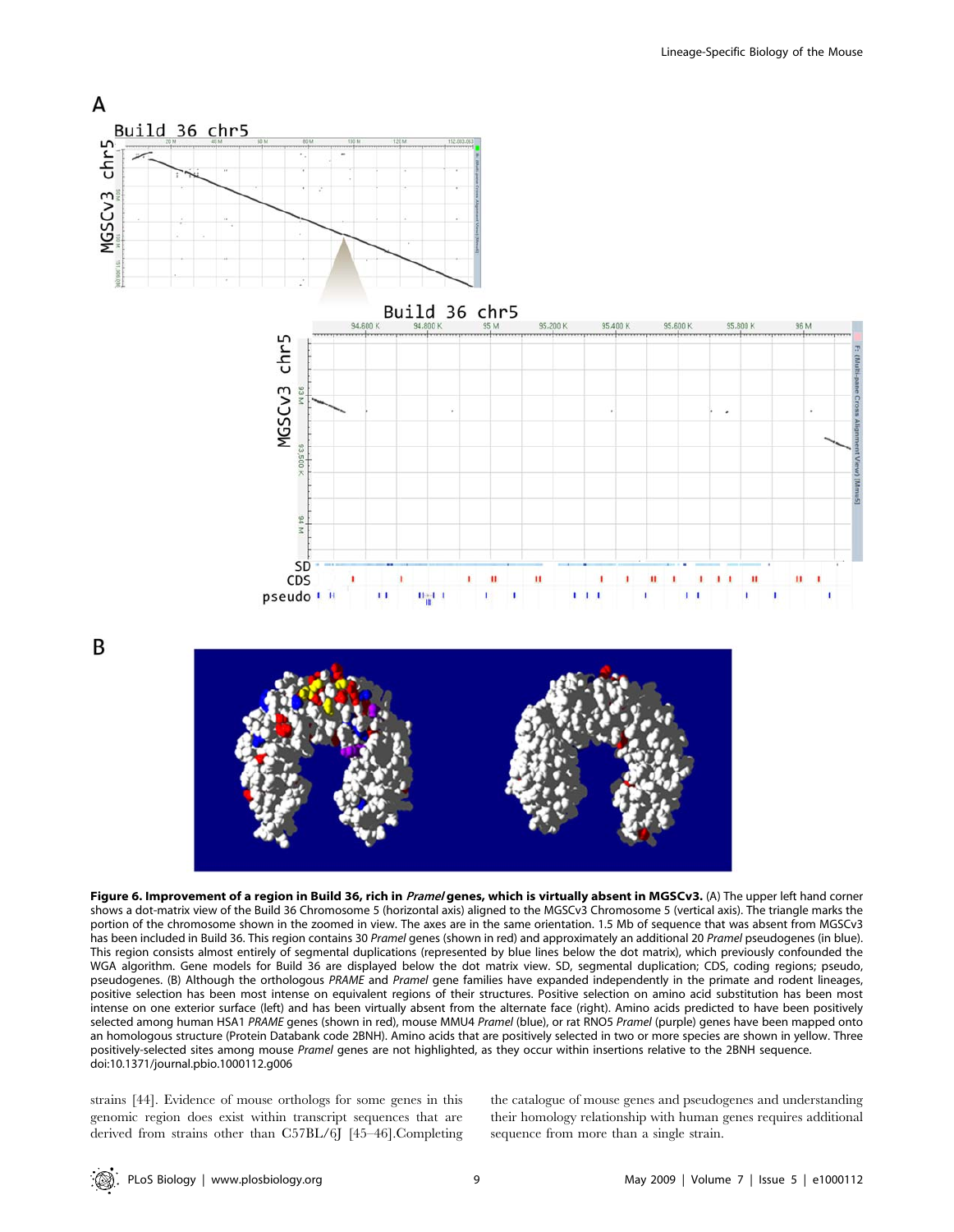**Figure 6. Improvement of a region in Build 36, rich in *Pramel* genes, which is virtually absent in MGSCv3.** (A) The upper left hand corner shows a dot-matrix view of the Build 36 Chromosome 5 (horizontal axis) aligned to the MGSCv3 Chromosome 5 (vertical axis). The triangle marks the portion of the chromosome shown in the zoomed in view. The axes are in the same orientation. 1.5 Mb of sequence that was absent from MGSCv3 has been included in Build 36. This region contains 30 *Pramel* genes (shown in red) and approximately an additional 20 *Pramel* pseudogenes (in blue). This region consists almost entirely of segmental duplications (represented by blue lines below the dot matrix), which previously confounded the WGA algorithm. Gene models for Build 36 are displayed below the dot matrix view. SD, segmental duplication; CDS, coding regions; pseudo, pseudogenes. (B) Although the orthologous *PRAME* and *Pramel* gene families have expanded independently in the primate and rodent lineages, positive selection has been most intense on equivalent regions of their structures. Positive selection on amino acid substitution has been most intense on one exterior surface (left) and has been virtually absent from the alternate face (right). Amino acids predicted to have been positively selected among human HSA1 *PRAME* genes (shown in red), mouse MMU4 *Pramel* (blue), or rat RNO5 *Pramel* (purple) genes have been mapped onto an homologous structure (Protein Databank code 2BNH). Amino acids that are positively selected in two or more species are shown in yellow. Three positively-selected sites among mouse *Pramel* genes are not highlighted, as they occur within insertions relative to the 2BNH sequence.
doi:10.1371/journal.pbio.1000112.g006

strains [44]. Evidence of mouse orthologs for some genes in this genomic region does exist within transcript sequences that are derived from strains other than C57BL/6J [45–46].Completing the catalogue of mouse genes and pseudogenes and understanding their homology relationship with human genes requires additional sequence from more than a single strain.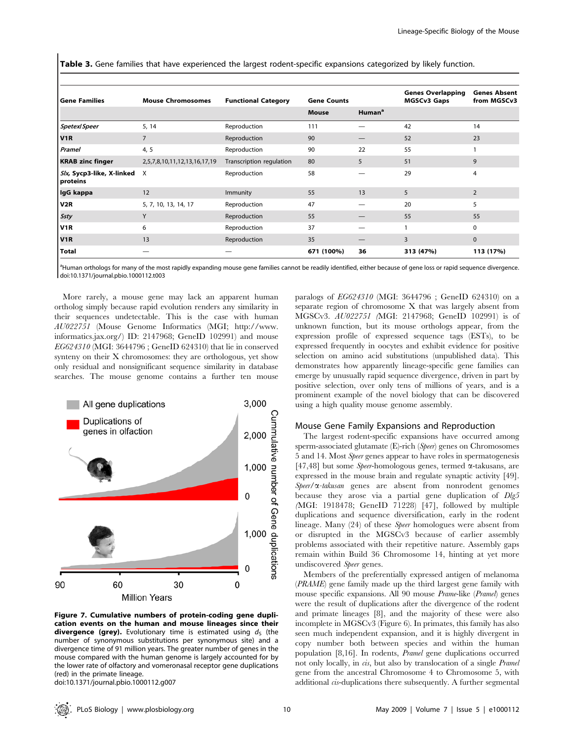**Table 3.** Gene families that have experienced the largest rodent-specific expansions categorized by likely function.

| Gene Families | Mouse Chromosomes | Functional Category | Gene Counts | | Genes Overlapping MGSCv3 Gaps | Genes Absent from MGSCv3 |
|---|---|---|---|---|---|---|
| | | | Mouse | Human[a] | | |
| *Spetex*/*Speer* | 5, 14 | Reproduction | 111 | — | 42 | 14 |
| **V1R** | 7 | Reproduction | 90 | — | 52 | 23 |
| *Pramel* | 4, 5 | Reproduction | 90 | 22 | 55 | 1 |
| **KRAB zinc finger** | 2,5,7,8,10,11,12,13,16,17,19 | Transcription regulation | 80 | 5 | 51 | 9 |
| *Slx*, **Sycp3-like, X-linked proteins** | X | Reproduction | 58 | — | 29 | 4 |
| **IgG kappa** | 12 | Immunity | 55 | 13 | 5 | 2 |
| **V2R** | 5, 7, 10, 13, 14, 17 | Reproduction | 47 | — | 20 | 5 |
| *Ssty* | Y | Reproduction | 55 | — | 55 | 55 |
| **V1R** | 6 | Reproduction | 37 | — | 1 | 0 |
| **V1R** | 13 | Reproduction | 35 | — | 3 | 0 |
| **Total** | — | — | 671 (100%) | 36 | 313 (47%) | 113 (17%) |

[a]Human orthologs for many of the most rapidly expanding mouse gene families cannot be readily identified, either because of gene loss or rapid sequence divergence.
doi:10.1371/journal.pbio.1000112.t003

More rarely, a mouse gene may lack an apparent human ortholog simply because rapid evolution renders any similarity in their sequences undetectable. This is the case with human *AU022751* (Mouse Genome Informatics (MGI; http://www.informatics.jax.org/) ID: 2147968; GeneID 102991) and mouse *EG624310* (MGI: 3644796 ; GeneID 624310) that lie in conserved synteny on their X chromosomes: they are orthologous, yet show only residual and nonsignificant sequence similarity in database searches. The mouse genome contains a further ten mouse paralogs of *EG624310* (MGI: 3644796 ; GeneID 624310) on a separate region of chromosome X that was largely absent from MGSCv3. *AU022751* (MGI: 2147968; GeneID 102991) is of unknown function, but its mouse orthologs appear, from the expression profile of expressed sequence tags (ESTs), to be expressed frequently in oocytes and exhibit evidence for positive selection on amino acid substitutions (unpublished data). This demonstrates how apparently lineage-specific gene families can emerge by unusually rapid sequence divergence, driven in part by positive selection, over only tens of millions of years, and is a prominent example of the novel biology that can be discovered using a high quality mouse genome assembly.

**Figure 7. Cumulative numbers of protein-coding gene duplication events on the human and mouse lineages since their divergence (grey).** Evolutionary time is estimated using $d_S$ (the number of synonymous substitutions per synonymous site) and a divergence time of 91 million years. The greater number of genes in the mouse compared with the human genome is largely accounted for by the lower rate of olfactory and vomeronasal receptor gene duplications (red) in the primate lineage.
doi:10.1371/journal.pbio.1000112.g007

## Mouse Gene Family Expansions and Reproduction

The largest rodent-specific expansions have occurred among sperm-associated glutamate (E)-rich (*Speer*) genes on Chromosomes 5 and 14. Most *Speer* genes appear to have roles in spermatogenesis [47,48] but some *Speer*-homologous genes, termed α-takusans, are expressed in the mouse brain and regulate synaptic activity [49]. *Speer*/*α-takusan* genes are absent from nonrodent genomes because they arose via a partial gene duplication of *Dlg5* (MGI: 1918478; GeneID 71228) [47], followed by multiple duplications and sequence diversification, early in the rodent lineage. Many (24) of these *Speer* homologues were absent from or disrupted in the MGSCv3 because of earlier assembly problems associated with their repetitive nature. Assembly gaps remain within Build 36 Chromosome 14, hinting at yet more undiscovered *Speer* genes.

Members of the preferentially expressed antigen of melanoma (*PRAME*) gene family made up the third largest gene family with mouse specific expansions. All 90 mouse *Prame*-like (*Pramel*) genes were the result of duplications after the divergence of the rodent and primate lineages [8], and the majority of these were also incomplete in MGSCv3 (Figure 6). In primates, this family has also seen much independent expansion, and it is highly divergent in copy number both between species and within the human population [8,16]. In rodents, *Pramel* gene duplications occurred not only locally, in *cis*, but also by translocation of a single *Pramel* gene from the ancestral Chromosome 4 to Chromosome 5, with additional *cis*-duplications there subsequently. A further segmental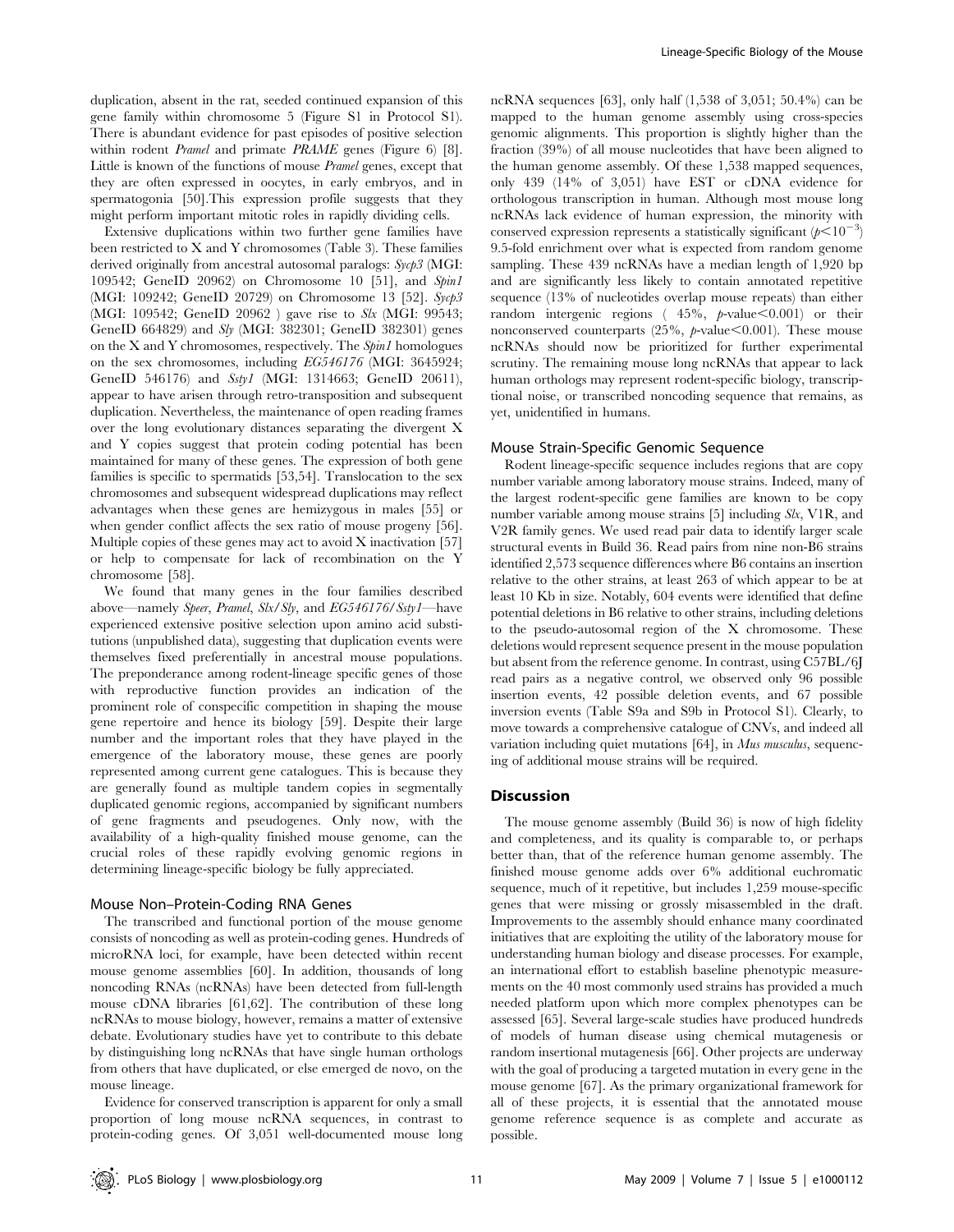duplication, absent in the rat, seeded continued expansion of this gene family within chromosome 5 (Figure S1 in Protocol S1). There is abundant evidence for past episodes of positive selection within rodent *Pramel* and primate *PRAME* genes (Figure 6) [8]. Little is known of the functions of mouse *Pramel* genes, except that they are often expressed in oocytes, in early embryos, and in spermatogonia [50].This expression profile suggests that they might perform important mitotic roles in rapidly dividing cells.

Extensive duplications within two further gene families have been restricted to X and Y chromosomes (Table 3). These families derived originally from ancestral autosomal paralogs: *Sycp3* (MGI: 109542; GeneID 20962) on Chromosome 10 [51], and *Spin1* (MGI: 109242; GeneID 20729) on Chromosome 13 [52]. *Sycp3* (MGI: 109542; GeneID 20962 ) gave rise to *Slx* (MGI: 99543; GeneID 664829) and *Sly* (MGI: 382301; GeneID 382301) genes on the X and Y chromosomes, respectively. The *Spin1* homologues on the sex chromosomes, including *EG546176* (MGI: 3645924; GeneID 546176) and *Ssty1* (MGI: 1314663; GeneID 20611), appear to have arisen through retro-transposition and subsequent duplication. Nevertheless, the maintenance of open reading frames over the long evolutionary distances separating the divergent X and Y copies suggest that protein coding potential has been maintained for many of these genes. The expression of both gene families is specific to spermatids [53,54]. Translocation to the sex chromosomes and subsequent widespread duplications may reflect advantages when these genes are hemizygous in males [55] or when gender conflict affects the sex ratio of mouse progeny [56]. Multiple copies of these genes may act to avoid X inactivation [57] or help to compensate for lack of recombination on the Y chromosome [58].

We found that many genes in the four families described above—namely *Speer*, *Pramel*, *Slx/Sly*, and *EG546176/Ssty1*—have experienced extensive positive selection upon amino acid substitutions (unpublished data), suggesting that duplication events were themselves fixed preferentially in ancestral mouse populations. The preponderance among rodent-lineage specific genes of those with reproductive function provides an indication of the prominent role of conspecific competition in shaping the mouse gene repertoire and hence its biology [59]. Despite their large number and the important roles that they have played in the emergence of the laboratory mouse, these genes are poorly represented among current gene catalogues. This is because they are generally found as multiple tandem copies in segmentally duplicated genomic regions, accompanied by significant numbers of gene fragments and pseudogenes. Only now, with the availability of a high-quality finished mouse genome, can the crucial roles of these rapidly evolving genomic regions in determining lineage-specific biology be fully appreciated.

### Mouse Non–Protein-Coding RNA Genes

The transcribed and functional portion of the mouse genome consists of noncoding as well as protein-coding genes. Hundreds of microRNA loci, for example, have been detected within recent mouse genome assemblies [60]. In addition, thousands of long noncoding RNAs (ncRNAs) have been detected from full-length mouse cDNA libraries [61,62]. The contribution of these long ncRNAs to mouse biology, however, remains a matter of extensive debate. Evolutionary studies have yet to contribute to this debate by distinguishing long ncRNAs that have single human orthologs from others that have duplicated, or else emerged de novo, on the mouse lineage.

Evidence for conserved transcription is apparent for only a small proportion of long mouse ncRNA sequences, in contrast to protein-coding genes. Of 3,051 well-documented mouse long ncRNA sequences [63], only half (1,538 of 3,051; 50.4%) can be mapped to the human genome assembly using cross-species genomic alignments. This proportion is slightly higher than the fraction (39%) of all mouse nucleotides that have been aligned to the human genome assembly. Of these 1,538 mapped sequences, only 439 (14% of 3,051) have EST or cDNA evidence for orthologous transcription in human. Although most mouse long ncRNAs lack evidence of human expression, the minority with conserved expression represents a statistically significant ($p<10^{-3}$) 9.5-fold enrichment over what is expected from random genome sampling. These 439 ncRNAs have a median length of 1,920 bp and are significantly less likely to contain annotated repetitive sequence (13% of nucleotides overlap mouse repeats) than either random intergenic regions ( 45%, $p$-value<0.001) or their nonconserved counterparts (25%, $p$-value<0.001). These mouse ncRNAs should now be prioritized for further experimental scrutiny. The remaining mouse long ncRNAs that appear to lack human orthologs may represent rodent-specific biology, transcriptional noise, or transcribed noncoding sequence that remains, as yet, unidentified in humans.

### Mouse Strain-Specific Genomic Sequence

Rodent lineage-specific sequence includes regions that are copy number variable among laboratory mouse strains. Indeed, many of the largest rodent-specific gene families are known to be copy number variable among mouse strains [5] including *Slx*, V1R, and V2R family genes. We used read pair data to identify larger scale structural events in Build 36. Read pairs from nine non-B6 strains identified 2,573 sequence differences where B6 contains an insertion relative to the other strains, at least 263 of which appear to be at least 10 Kb in size. Notably, 604 events were identified that define potential deletions in B6 relative to other strains, including deletions to the pseudo-autosomal region of the X chromosome. These deletions would represent sequence present in the mouse population but absent from the reference genome. In contrast, using C57BL/6J read pairs as a negative control, we observed only 96 possible insertion events, 42 possible deletion events, and 67 possible inversion events (Table S9a and S9b in Protocol S1). Clearly, to move towards a comprehensive catalogue of CNVs, and indeed all variation including quiet mutations [64], in *Mus musculus*, sequencing of additional mouse strains will be required.

## Discussion

The mouse genome assembly (Build 36) is now of high fidelity and completeness, and its quality is comparable to, or perhaps better than, that of the reference human genome assembly. The finished mouse genome adds over 6% additional euchromatic sequence, much of it repetitive, but includes 1,259 mouse-specific genes that were missing or grossly misassembled in the draft. Improvements to the assembly should enhance many coordinated initiatives that are exploiting the utility of the laboratory mouse for understanding human biology and disease processes. For example, an international effort to establish baseline phenotypic measurements on the 40 most commonly used strains has provided a much needed platform upon which more complex phenotypes can be assessed [65]. Several large-scale studies have produced hundreds of models of human disease using chemical mutagenesis or random insertional mutagenesis [66]. Other projects are underway with the goal of producing a targeted mutation in every gene in the mouse genome [67]. As the primary organizational framework for all of these projects, it is essential that the annotated mouse genome reference sequence is as complete and accurate as possible.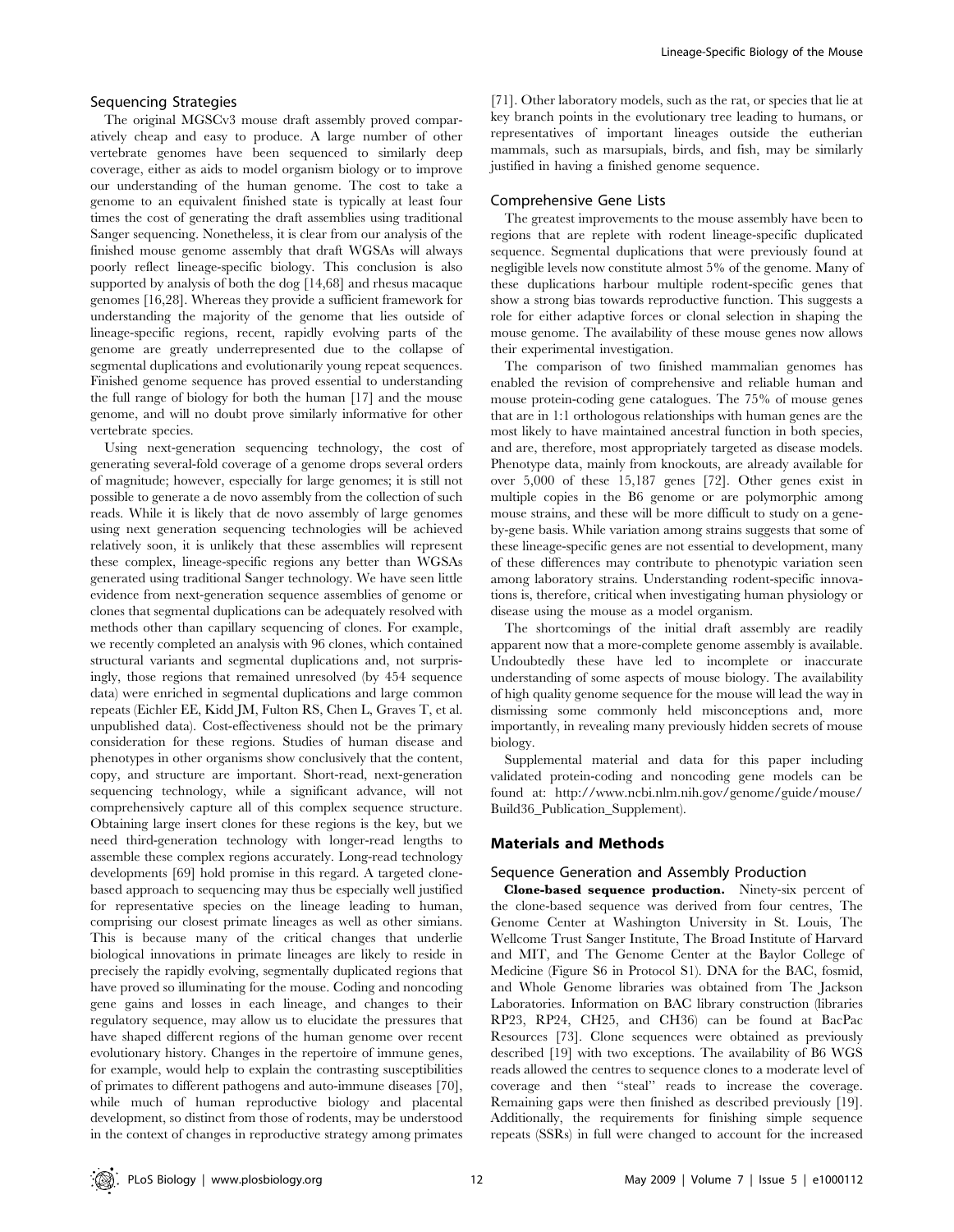### Sequencing Strategies

The original MGSCv3 mouse draft assembly proved comparatively cheap and easy to produce. A large number of other vertebrate genomes have been sequenced to similarly deep coverage, either as aids to model organism biology or to improve our understanding of the human genome. The cost to take a genome to an equivalent finished state is typically at least four times the cost of generating the draft assemblies using traditional Sanger sequencing. Nonetheless, it is clear from our analysis of the finished mouse genome assembly that draft WGSAs will always poorly reflect lineage-specific biology. This conclusion is also supported by analysis of both the dog [14,68] and rhesus macaque genomes [16,28]. Whereas they provide a sufficient framework for understanding the majority of the genome that lies outside of lineage-specific regions, recent, rapidly evolving parts of the genome are greatly underrepresented due to the collapse of segmental duplications and evolutionarily young repeat sequences. Finished genome sequence has proved essential to understanding the full range of biology for both the human [17] and the mouse genome, and will no doubt prove similarly informative for other vertebrate species.

Using next-generation sequencing technology, the cost of generating several-fold coverage of a genome drops several orders of magnitude; however, especially for large genomes; it is still not possible to generate a de novo assembly from the collection of such reads. While it is likely that de novo assembly of large genomes using next generation sequencing technologies will be achieved relatively soon, it is unlikely that these assemblies will represent these complex, lineage-specific regions any better than WGSAs generated using traditional Sanger technology. We have seen little evidence from next-generation sequence assemblies of genome or clones that segmental duplications can be adequately resolved with methods other than capillary sequencing of clones. For example, we recently completed an analysis with 96 clones, which contained structural variants and segmental duplications and, not surprisingly, those regions that remained unresolved (by 454 sequence data) were enriched in segmental duplications and large common repeats (Eichler EE, Kidd JM, Fulton RS, Chen L, Graves T, et al. unpublished data). Cost-effectiveness should not be the primary consideration for these regions. Studies of human disease and phenotypes in other organisms show conclusively that the content, copy, and structure are important. Short-read, next-generation sequencing technology, while a significant advance, will not comprehensively capture all of this complex sequence structure. Obtaining large insert clones for these regions is the key, but we need third-generation technology with longer-read lengths to assemble these complex regions accurately. Long-read technology developments [69] hold promise in this regard. A targeted clone-based approach to sequencing may thus be especially well justified for representative species on the lineage leading to humans, comprising our closest primate lineages as well as other simians. This is because many of the critical changes that underlie biological innovations in primate lineages are likely to reside in precisely the rapidly evolving, segmentally duplicated regions that have proved so illuminating for the mouse. Coding and noncoding gene gains and losses in each lineage, and changes to their regulatory sequence, may allow us to elucidate the pressures that have shaped different regions of the human genome over recent evolutionary history. Changes in the repertoire of immune genes, for example, would help to explain the contrasting susceptibilities of primates to different pathogens and auto-immune diseases [70], while much of human reproductive biology and placental development, so distinct from those of rodents, may be understood in the context of changes in reproductive strategy among primates [71]. Other laboratory models, such as the rat, or species that lie at key branch points in the evolutionary tree leading to humans, or representatives of important lineages outside the eutherian mammals, such as marsupials, birds, and fish, may be similarly justified in having a finished genome sequence.

### Comprehensive Gene Lists

The greatest improvements to the mouse assembly have been to regions that are replete with rodent lineage-specific duplicated sequence. Segmental duplications that were previously found at negligible levels now constitute almost 5% of the genome. Many of these duplications harbour multiple rodent-specific genes that show a strong bias towards reproductive function. This suggests a role for either adaptive forces or clonal selection in shaping the mouse genome. The availability of these mouse genes now allows their experimental investigation.

The comparison of two finished mammalian genomes has enabled the revision of comprehensive and reliable human and mouse protein-coding gene catalogues. The 75% of mouse genes that are in 1:1 orthologous relationships with human genes are the most likely to have maintained ancestral function in both species, and are, therefore, most appropriately targeted as disease models. Phenotype data, mainly from knockouts, are already available for over 5,000 of these 15,187 genes [72]. Other genes exist in multiple copies in the B6 genome or are polymorphic among mouse strains, and these will be more difficult to study on a gene-by-gene basis. While variation among strains suggests that some of these lineage-specific genes are not essential to development, many of these differences may contribute to phenotypic variation seen among laboratory strains. Understanding rodent-specific innovations is, therefore, critical when investigating human physiology or disease using the mouse as a model organism.

The shortcomings of the initial draft assembly are readily apparent now that a more-complete genome assembly is available. Undoubtedly these have led to incomplete or inaccurate understanding of some aspects of mouse biology. The availability of high quality genome sequence for the mouse will lead the way in dismissing some commonly held misconceptions and, more importantly, in revealing many previously hidden secrets of mouse biology.

Supplemental material and data for this paper including validated protein-coding and noncoding gene models can be found at: http://www.ncbi.nlm.nih.gov/genome/guide/mouse/Build36_Publication_Supplement).

## Materials and Methods

### Sequence Generation and Assembly Production

**Clone-based sequence production.** Ninety-six percent of the clone-based sequence was derived from four centres, The Genome Center at Washington University in St. Louis, The Wellcome Trust Sanger Institute, The Broad Institute of Harvard and MIT, and The Genome Center at the Baylor College of Medicine (Figure S6 in Protocol S1). DNA for the BAC, fosmid, and Whole Genome libraries was obtained from The Jackson Laboratories. Information on BAC library construction (libraries RP23, RP24, CH25, and CH36) can be found at BacPac Resources [73]. Clone sequences were obtained as previously described [19] with two exceptions. The availability of B6 WGS reads allowed the centres to sequence clones to a moderate level of coverage and then "steal" reads to increase the coverage. Remaining gaps were then finished as described previously [19]. Additionally, the requirements for finishing simple sequence repeats (SSRs) in full were changed to account for the increased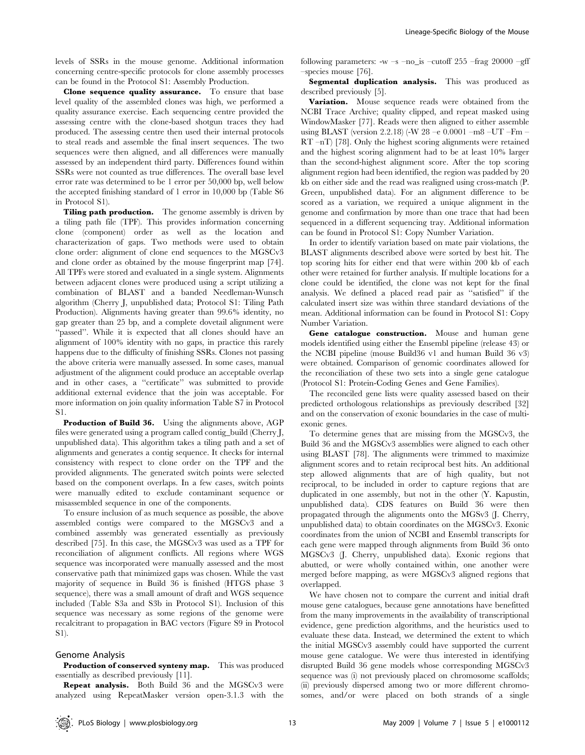levels of SSRs in the mouse genome. Additional information concerning centre-specific protocols for clone assembly processes can be found in the Protocol S1: Assembly Production.

**Clone sequence quality assurance.** To ensure that base level quality of the assembled clones was high, we performed a quality assurance exercise. Each sequencing centre provided the assessing centre with the clone-based shotgun traces they had produced. The assessing centre then used their internal protocols to steal reads and assemble the final insert sequences. The two sequences were then aligned, and all differences were manually assessed by an independent third party. Differences found within SSRs were not counted as true differences. The overall base level error rate was determined to be 1 error per 50,000 bp, well below the accepted finishing standard of 1 error in 10,000 bp (Table S6 in Protocol S1).

**Tiling path production.** The genome assembly is driven by a tiling path file (TPF). This provides information concerning clone (component) order as well as the location and characterization of gaps. Two methods were used to obtain clone order: alignment of clone end sequences to the MGSCv3 and clone order as obtained by the mouse fingerprint map [74]. All TPFs were stored and evaluated in a single system. Alignments between adjacent clones were produced using a script utilizing a combination of BLAST and a banded Needleman-Wunsch algorithm (Cherry J, unpublished data; Protocol S1: Tiling Path Production). Alignments having greater than 99.6% identity, no gap greater than 25 bp, and a complete dovetail alignment were "passed". While it is expected that all clones should have an alignment of 100% identity with no gaps, in practice this rarely happens due to the difficulty of finishing SSRs. Clones not passing the above criteria were manually assessed. In some cases, manual adjustment of the alignment could produce an acceptable overlap and in other cases, a "certificate" was submitted to provide additional external evidence that the join was acceptable. For more information on join quality information Table S7 in Protocol S1.

**Production of Build 36.** Using the alignments above, AGP files were generated using a program called contig_build (Cherry J, unpublished data). This algorithm takes a tiling path and a set of alignments and generates a contig sequence. It checks for internal consistency with respect to clone order on the TPF and the provided alignments. The generated switch points were selected based on the component overlaps. In a few cases, switch points were manually edited to exclude contaminant sequence or misassembled sequence in one of the components.

To ensure inclusion of as much sequence as possible, the above assembled contigs were compared to the MGSCv3 and a combined assembly was generated essentially as previously described [75]. In this case, the MGSCv3 was used as a TPF for reconciliation of alignment conflicts. All regions where WGS sequence was incorporated were manually assessed and the most conservative path that minimized gaps was chosen. While the vast majority of sequence in Build 36 is finished (HTGS phase 3 sequence), there was a small amount of draft and WGS sequence included (Table S3a and S3b in Protocol S1). Inclusion of this sequence was necessary as some regions of the genome were recalcitrant to propagation in BAC vectors (Figure S9 in Protocol S1).

## Genome Analysis

**Production of conserved synteny map.** This was produced essentially as described previously [11].

**Repeat analysis.** Both Build 36 and the MGSCv3 were analyzed using RepeatMasker version open-3.1.3 with the following parameters: -w –s –no_is –cutoff 255 –frag 20000 –gff –species mouse [76].

**Segmental duplication analysis.** This was produced as described previously [5].

**Variation.** Mouse sequence reads were obtained from the NCBI Trace Archive; quality clipped, and repeat masked using WindowMasker [77]. Reads were then aligned to either assemble using BLAST (version 2.2.18) (-W 28 –e 0.0001 –m8 –UT –Fm –RT –nT) [78]. Only the highest scoring alignments were retained and the highest scoring alignment had to be at least 10% larger than the second-highest alignment score. After the top scoring alignment region had been identified, the region was padded by 20 kb on either side and the read was realigned using cross-match (P. Green, unpublished data). For an alignment difference to be scored as a variation, we required a unique alignment in the genome and confirmation by more than one trace that had been sequenced in a different sequencing tray. Additional information can be found in Protocol S1: Copy Number Variation.

In order to identify variation based on mate pair violations, the BLAST alignments described above were sorted by best hit. The top scoring hits for either end that were within 200 kb of each other were retained for further analysis. If multiple locations for a clone could be identified, the clone was not kept for the final analysis. We defined a placed read pair as "satisfied" if the calculated insert size was within three standard deviations of the mean. Additional information can be found in Protocol S1: Copy Number Variation.

**Gene catalogue construction.** Mouse and human gene models identified using either the Ensembl pipeline (release 43) or the NCBI pipeline (mouse Build36 v1 and human Build 36 v3) were obtained. Comparison of genomic coordinates allowed for the reconciliation of these two sets into a single gene catalogue (Protocol S1: Protein-Coding Genes and Gene Families).

The reconciled gene lists were quality assessed based on their predicted orthologous relationships as previously described [32] and on the conservation of exonic boundaries in the case of multi-exonic genes.

To determine genes that are missing from the MGSCv3, the Build 36 and the MGSCv3 assemblies were aligned to each other using BLAST [78]. The alignments were trimmed to maximize alignment scores and to retain reciprocal best hits. An additional step allowed alignments that are of high quality, but not reciprocal, to be included in order to capture regions that are duplicated in one assembly, but not in the other (Y. Kapustin, unpublished data). CDS features on Build 36 were then propagated through the alignments onto the MGSv3 (J. Cherry, unpublished data) to obtain coordinates on the MGSCv3. Exonic coordinates from the union of NCBI and Ensembl transcripts for each gene were mapped through alignments from Build 36 onto MGSCv3 (J. Cherry, unpublished data). Exonic regions that abutted, or were wholly contained within, one another were merged before mapping, as were MGSCv3 aligned regions that overlapped.

We have chosen not to compare the current and initial draft mouse gene catalogues, because gene annotations have benefitted from the many improvements in the availability of transcriptional evidence, gene prediction algorithms, and the heuristics used to evaluate these data. Instead, we determined the extent to which the initial MGSCv3 assembly could have supported the current mouse gene catalogue. We were thus interested in identifying disrupted Build 36 gene models whose corresponding MGSCv3 sequence was (i) not previously placed on chromosome scaffolds; (ii) previously dispersed among two or more different chromosomes, and/or were placed on both strands of a single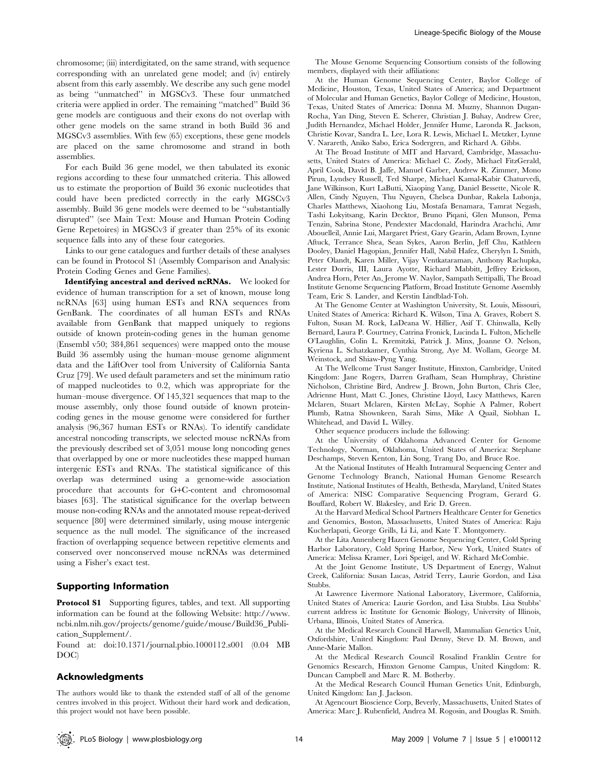chromosome; (iii) interdigitated, on the same strand, with sequence corresponding with an unrelated gene model; and (iv) entirely absent from this early assembly. We describe any such gene model as being "unmatched" in MGSCv3. These four unmatched criteria were applied in order. The remaining "matched" Build 36 gene models are contiguous and their exons do not overlap with other gene models on the same strand in both Build 36 and MGSCv3 assemblies. With few (65) exceptions, these gene models are placed on the same chromosome and strand in both assemblies.

For each Build 36 gene model, we then tabulated its exonic regions according to these four unmatched criteria. This allowed us to estimate the proportion of Build 36 exonic nucleotides that could have been predicted correctly in the early MGSCv3 assembly. Build 36 gene models were deemed to be "substantially disrupted" (see Main Text: Mouse and Human Protein Coding Gene Repetoires) in MGSCv3 if greater than 25% of its exonic sequence falls into any of these four categories.

Links to our gene catalogues and further details of these analyses can be found in Protocol S1 (Assembly Comparison and Analysis: Protein Coding Genes and Gene Families).

**Identifying ancestral and derived ncRNAs.** We looked for evidence of human transcription for a set of known, mouse long ncRNAs [63] using human ESTs and RNA sequences from GenBank. The coordinates of all human ESTs and RNAs available from GenBank that mapped uniquely to regions outside of known protein-coding genes in the human genome (Ensembl v50; 384,861 sequences) were mapped onto the mouse Build 36 assembly using the human–mouse genome alignment data and the LiftOver tool from University of California Santa Cruz [79]. We used default parameters and set the minimum ratio of mapped nucleotides to 0.2, which was appropriate for the human–mouse divergence. Of 145,321 sequences that map to the mouse assembly, only those found outside of known protein-coding genes in the mouse genome were considered for further analysis (96,367 human ESTs or RNAs). To identify candidate ancestral noncoding transcripts, we selected mouse ncRNAs from the previously described set of 3,051 mouse long noncoding genes that overlapped by one or more nucleotides these mapped human intergenic ESTs and RNAs. The statistical significance of this overlap was determined using a genome-wide association procedure that accounts for G+C-content and chromosomal biases [63]. The statistical significance for the overlap between mouse non-coding RNAs and the annotated mouse repeat-derived sequence [80] were determined similarly, using mouse intergenic sequence as the null model. The significance of the increased fraction of overlapping sequence between repetitive elements and conserved over nonconserved mouse ncRNAs was determined using a Fisher's exact test.

## Supporting Information

**Protocol S1** Supporting figures, tables, and text. All supporting information can be found at the following Website: http://www.ncbi.nlm.nih.gov/projects/genome/guide/mouse/Build36_Publication_Supplement/.

Found at: doi:10.1371/journal.pbio.1000112.s001 (0.04 MB DOC)

## Acknowledgments

The authors would like to thank the extended staff of all of the genome centres involved in this project. Without their hard work and dedication, this project would not have been possible.

The Mouse Genome Sequencing Consortium consists of the following members, displayed with their affiliations:

At the Human Genome Sequencing Center, Baylor College of Medicine, Houston, Texas, United States of America; and Department of Molecular and Human Genetics, Baylor College of Medicine, Houston, Texas, United States of America: Donna M. Muzny, Shannon Dugan-Rocha, Yan Ding, Steven E. Scherer, Christian J. Buhay, Andrew Cree, Judith Hernandez, Michael Holder, Jennifer Hume, Laronda R. Jackson, Christie Kovar, Sandra L. Lee, Lora R. Lewis, Michael L. Metzker, Lynne V. Narareth, Aniko Sabo, Erica Sodergren, and Richard A. Gibbs.

At The Broad Institute of MIT and Harvard, Cambridge, Massachusetts, United States of America: Michael C. Zody, Michael FitzGerald, April Cook, David B. Jaffe, Manuel Garber, Andrew R. Zimmer, Mono Pirun, Lyndsey Russell, Ted Sharpe, Michael Kamal-Kabir Chaturvedi, Jane Wilkinson, Kurt LaButti, Xiaoping Yang, Daniel Bessette, Nicole R. Allen, Cindy Nguyen, Thu Nguyen, Chelsea Dunbar, Rakela Lubonja, Charles Matthews, Xiaohong Liu, Mostafa Benamara, Tamrat Negash, Tashi Lokyitsang, Karin Decktor, Bruno Piqani, Glen Munson, Pema Tenzin, Sabrina Stone, Pendexter Macdonald, Harindra Arachchi, Amr Abouelleil, Annie Lui, Margaret Priest, Gary Gearin, Adam Brown, Lynne Aftuck, Terrance Shea, Sean Sykes, Aaron Berlin, Jeff Chu, Kathleen Dooley, Daniel Hagopian, Jennifer Hall, Nabil Hafez, Cherylyn L Smith, Peter Olandt, Karen Miller, Vijay Ventkataraman, Anthony Rachupka, Lester Dorris, III, Laura Ayotte, Richard Mabbitt, Jeffrey Erickson, Andrea Horn, Peter An, Jerome W. Naylor, Sampath Settipalli, The Broad Institute Genome Sequencing Platform, Broad Institute Genome Assembly Team, Eric S. Lander, and Kerstin Lindblad-Toh.

At The Genome Center at Washington University, St. Louis, Missouri, United States of America: Richard K. Wilson, Tina A. Graves, Robert S. Fulton, Susan M. Rock, LaDeana W. Hillier, Asif T. Chinwalla, Kelly Bernard, Laura P. Courtney, Catrina Fronick, Lucinda L. Fulton, Michelle O'Laughlin, Colin L. Kremitzki, Patrick J. Minx, Joanne O. Nelson, Kyriena L. Schatzkamer, Cynthia Strong, Aye M. Wollam, George M. Weinstock, and Shiaw-Pyng Yang.

At The Wellcome Trust Sanger Institute, Hinxton, Cambridge, United Kingdom: Jane Rogers, Darren Grafham, Sean Humphray, Christine Nicholson, Christine Bird, Andrew J. Brown, John Burton, Chris Clee, Adrienne Hunt, Matt C. Jones, Christine Lloyd, Lucy Matthews, Karen Mclaren, Stuart Mclaren, Kirsten McLay, Sophie A Palmer, Robert Plumb, Ratna Shownkeen, Sarah Sims, Mike A Quail, Siobhan L. Whitehead, and David L. Willey.

Other sequence producers include the following:

At the University of Oklahoma Advanced Center for Genome Technology, Norman, Oklahoma, United States of America: Stephane Deschamps, Steven Kenton, Lin Song, Trang Do, and Bruce Roe.

At the National Institutes of Health Intramural Sequencing Center and Genome Technology Branch, National Human Genome Research Institute, National Institutes of Health, Bethesda, Maryland, United States of America: NISC Comparative Sequencing Program, Gerard G. Bouffard, Robert W. Blakesley, and Eric D. Green.

At the Harvard Medical School Partners Healthcare Center for Genetics and Genomics, Boston, Massachusetts, United States of America: Raju Kucherlapati, George Grills, Li Li, and Kate T. Montgomery.

At the Lita Annenberg Hazen Genome Sequencing Center, Cold Spring Harbor Laboratory, Cold Spring Harbor, New York, United States of America: Melissa Kramer, Lori Speigel, and W. Richard McCombie.

At the Joint Genome Institute, US Department of Energy, Walnut Creek, California: Susan Lucas, Astrid Terry, Laurie Gordon, and Lisa Stubbs.

At Lawrence Livermore National Laboratory, Livermore, California, United States of America: Laurie Gordon, and Lisa Stubbs. Lisa Stubbs' current address is: Institute for Genomic Biology, University of Illinois, Urbana, Illinois, United States of America.

At the Medical Research Council Harwell, Mammalian Genetics Unit, Oxfordshire, United Kingdom: Paul Denny, Steve D. M. Brown, and Anne-Marie Mallon.

At the Medical Research Council Rosalind Franklin Centre for Genomics Research, Hinxton Genome Campus, United Kingdom: R. Duncan Campbell and Marc R. M. Botherby.

At the Medical Research Council Human Genetics Unit, Edinburgh, United Kingdom: Ian J. Jackson.

At Agencourt Bioscience Corp, Beverly, Massachusetts, United States of America: Marc J. Rubenfield, Andrea M. Rogosin, and Douglas R. Smith.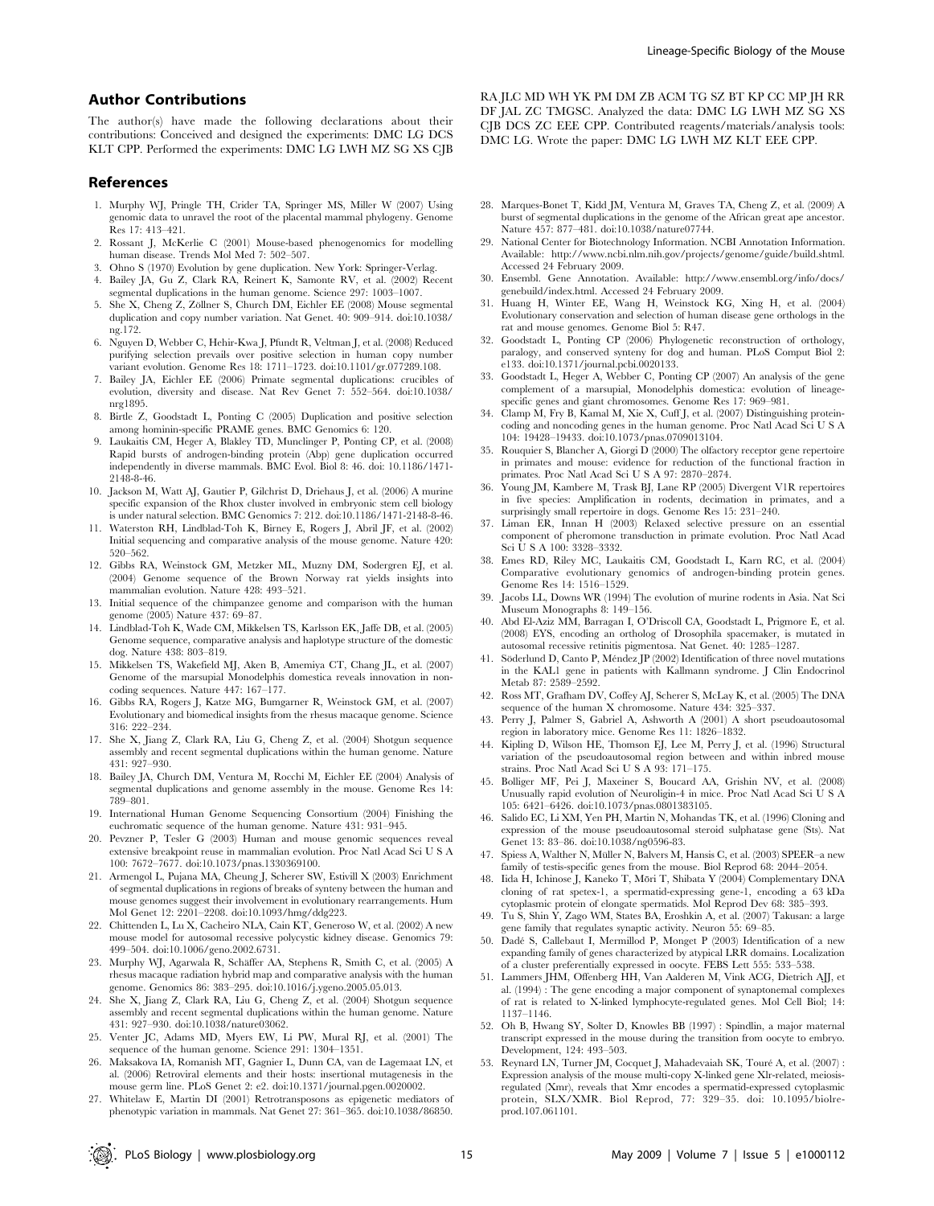## Author Contributions

The author(s) have made the following declarations about their contributions: Conceived and designed the experiments: DMC LG DCS KLT CPP. Performed the experiments: DMC LG LWH MZ SG XS CJB RA JLC MD WH YK PM DM ZB ACM TG SZ BT KP CC MP JH RR DF JAL ZC TMGSC. Analyzed the data: DMC LG LWH MZ SG XS CJB DCS ZC EEE CPP. Contributed reagents/materials/analysis tools: DMC LG. Wrote the paper: DMC LG LWH MZ KLT EEE CPP.

## References

1. Murphy WJ, Pringle TH, Crider TA, Springer MS, Miller W (2007) Using genomic data to unravel the root of the placental mammal phylogeny. Genome Res 17: 413–421.
2. Rossant J, McKerlie C (2001) Mouse-based phenogenomics for modelling human disease. Trends Mol Med 7: 502–507.
3. Ohno S (1970) Evolution by gene duplication. New York: Springer-Verlag.
4. Bailey JA, Gu Z, Clark RA, Reinert K, Samonte RV, et al. (2002) Recent segmental duplications in the human genome. Science 297: 1003–1007.
5. She X, Cheng Z, Zöllner S, Church DM, Eichler EE (2008) Mouse segmental duplication and copy number variation. Nat Genet. 40: 909–914. doi:10.1038/ng.172.
6. Nguyen D, Webber C, Hehir-Kwa J, Pfundt R, Veltman J, et al. (2008) Reduced purifying selection prevails over positive selection in human copy number variant evolution. Genome Res 18: 1711–1723. doi:10.1101/gr.077289.108.
7. Bailey JA, Eichler EE (2006) Primate segmental duplications: crucibles of evolution, diversity and disease. Nat Rev Genet 7: 552–564. doi:10.1038/nrg1895.
8. Birtle Z, Goodstadt L, Ponting C (2005) Duplication and positive selection among hominin-specific PRAME genes. BMC Genomics 6: 120.
9. Laukaitis CM, Heger A, Blakley TD, Munclinger P, Ponting CP, et al. (2008) Rapid bursts of androgen-binding protein (Abp) gene duplication occurred independently in diverse mammals. BMC Evol. Biol 8: 46. doi: 10.1186/1471-2148-8-46.
10. Jackson M, Watt AJ, Gautier P, Gilchrist D, Driehaus J, et al. (2006) A murine specific expansion of the Rhox cluster involved in embryonic stem cell biology is under natural selection. BMC Genomics 7: 212. doi:10.1186/1471-2148-8-46.
11. Waterston RH, Lindblad-Toh K, Birney E, Rogers J, Abril JF, et al. (2002) Initial sequencing and comparative analysis of the mouse genome. Nature 420: 520–562.
12. Gibbs RA, Weinstock GM, Metzker ML, Muzny DM, Sodergren EJ, et al. (2004) Genome sequence of the Brown Norway rat yields insights into mammalian evolution. Nature 428: 493–521.
13. Initial sequence of the chimpanzee genome and comparison with the human genome (2005) Nature 437: 69–87.
14. Lindblad-Toh K, Wade CM, Mikkelsen TS, Karlsson EK, Jaffe DB, et al. (2005) Genome sequence, comparative analysis and haplotype structure of the domestic dog. Nature 438: 803–819.
15. Mikkelsen TS, Wakefield MJ, Aken B, Amemiya CT, Chang JL, et al. (2007) Genome of the marsupial Monodelphis domestica reveals innovation in non-coding sequences. Nature 447: 167–177.
16. Gibbs RA, Rogers J, Katze MG, Bumgarner R, Weinstock GM, et al. (2007) Evolutionary and biomedical insights from the rhesus macaque genome. Science 316: 222–234.
17. She X, Jiang Z, Clark RA, Liu G, Cheng Z, et al. (2004) Shotgun sequence assembly and recent segmental duplications within the human genome. Nature 431: 927–930.
18. Bailey JA, Church DM, Ventura M, Rocchi M, Eichler EE (2004) Analysis of segmental duplications and genome assembly in the mouse. Genome Res 14: 789–801.
19. International Human Genome Sequencing Consortium (2004) Finishing the euchromatic sequence of the human genome. Nature 431: 931–945.
20. Pevzner P, Tesler G (2003) Human and mouse genomic sequences reveal extensive breakpoint reuse in mammalian evolution. Proc Natl Acad Sci U S A 100: 7672–7677. doi:10.1073/pnas.1330369100.
21. Armengol L, Pujana MA, Cheung J, Scherer SW, Estivill X (2003) Enrichment of segmental duplications in regions of breaks of synteny between the human and mouse genomes suggest their involvement in evolutionary rearrangements. Hum Mol Genet 12: 2201–2208. doi:10.1093/hmg/ddg223.
22. Chittenden L, Lu X, Cacheiro NLA, Cain KT, Generoso W, et al. (2002) A new mouse model for autosomal recessive polycystic kidney disease. Genomics 79: 499–504. doi:10.1006/geno.2002.6731.
23. Murphy WJ, Agarwala R, Schäffer AA, Stephens R, Smith C, et al. (2005) A rhesus macaque radiation hybrid map and comparative analysis with the human genome. Genomics 86: 383–295. doi:10.1016/j.ygeno.2005.05.013.
24. She X, Jiang Z, Clark RA, Liu G, Cheng Z, et al. (2004) Shotgun sequence assembly and recent segmental duplications within the human genome. Nature 431: 927–930. doi:10.1038/nature03062.
25. Venter JC, Adams MD, Myers EW, Li PW, Mural RJ, et al. (2001) The sequence of the human genome. Science 291: 1304–1351.
26. Maksakova IA, Romanish MT, Gagnier L, Dunn CA, van de Lagemaat LN, et al. (2006) Retroviral elements and their hosts: insertional mutagenesis in the mouse germ line. PLoS Genet 2: e2. doi:10.1371/journal.pgen.0020002.
27. Whitelaw E, Martin DI (2001) Retrotransposons as epigenetic mediators of phenotypic variation in mammals. Nat Genet 27: 361–365. doi:10.1038/86850.
28. Marques-Bonet T, Kidd JM, Ventura M, Graves TA, Cheng Z, et al. (2009) A burst of segmental duplications in the genome of the African great ape ancestor. Nature 457: 877–481. doi:10.1038/nature07744.
29. National Center for Biotechnology Information. NCBI Annotation Information. Available: http://www.ncbi.nlm.nih.gov/projects/genome/guide/build.shtml. Accessed 24 February 2009.
30. Ensembl. Gene Annotation. Available: http://www.ensembl.org/info/docs/genebuild/index.html. Accessed 24 February 2009.
31. Huang H, Winter EE, Wang H, Weinstock KG, Xing H, et al. (2004) Evolutionary conservation and selection of human disease gene orthologs in the rat and mouse genomes. Genome Biol 5: R47.
32. Goodstadt L, Ponting CP (2006) Phylogenetic reconstruction of orthology, paralogy, and conserved synteny for dog and human. PLoS Comput Biol 2: e133. doi:10.1371/journal.pcbi.0020133.
33. Goodstadt L, Heger A, Webber C, Ponting CP (2007) An analysis of the gene complement of a marsupial, Monodelphis domestica: evolution of lineage-specific genes and giant chromosomes. Genome Res 17: 969–981.
34. Clamp M, Fry B, Kamal M, Xie X, Cuff J, et al. (2007) Distinguishing protein-coding and noncoding genes in the human genome. Proc Natl Acad Sci U S A 104: 19428–19433. doi:10.1073/pnas.0709013104.
35. Rouquier S, Blancher A, Giorgi D (2000) The olfactory receptor gene repertoire in primates and mouse: evidence for reduction of the functional fraction in primates. Proc Natl Acad Sci U S A 97: 2870–2874.
36. Young JM, Kambere M, Trask BJ, Lane RP (2005) Divergent V1R repertoires in five species: Amplification in rodents, decimation in primates, and a surprisingly small repertoire in dogs. Genome Res 15: 231–240.
37. Liman ER, Innan H (2003) Relaxed selective pressure on an essential component of pheromone transduction in primate evolution. Proc Natl Acad Sci U S A 100: 3328–3332.
38. Emes RD, Riley MC, Laukaitis CM, Goodstadt L, Karn RC, et al. (2004) Comparative evolutionary genomics of androgen-binding protein genes. Genome Res 14: 1516–1529.
39. Jacobs LL, Downs WR (1994) The evolution of murine rodents in Asia. Nat Sci Museum Monographs 8: 149–156.
40. Abd El-Aziz MM, Barragan I, O'Driscoll CA, Goodstadt L, Prigmore E, et al. (2008) EYS, encoding an ortholog of Drosophila spacemaker, is mutated in autosomal recessive retinitis pigmentosa. Nat Genet. 40: 1285–1287.
41. Söderlund D, Canto P, Méndez JP (2002) Identification of three novel mutations in the KAL1 gene in patients with Kallmann syndrome. J Clin Endocrinol Metab 87: 2589–2592.
42. Ross MT, Grafham DV, Coffey AJ, Scherer S, McLay K, et al. (2005) The DNA sequence of the human X chromosome. Nature 434: 325–337.
43. Perry J, Palmer S, Gabriel A, Ashworth A (2001) A short pseudoautosomal region in laboratory mice. Genome Res 11: 1826–1832.
44. Kipling D, Wilson HE, Thomson EJ, Lee M, Perry J, et al. (1996) Structural variation of the pseudoautosomal region between and within inbred mouse strains. Proc Natl Acad Sci U S A 93: 171–175.
45. Bolliger MF, Pei J, Maxeiner S, Boucard AA, Grishin NV, et al. (2008) Unusually rapid evolution of Neuroligin-4 in mice. Proc Natl Acad Sci U S A 105: 6421–6426. doi:10.1073/pnas.0801383105.
46. Salido EC, Li XM, Yen PH, Martin N, Mohandas TK, et al. (1996) Cloning and expression of the mouse pseudoautosomal steroid sulphatase gene (Sts). Nat Genet 13: 83–86. doi:10.1038/ng0596-83.
47. Spiess A, Walther N, Müller N, Balvers M, Hansis C, et al. (2003) SPEER–a new family of testis-specific genes from the mouse. Biol Reprod 68: 2044–2054.
48. Iida H, Ichinose J, Kaneko T, Mōri T, Shibata Y (2004) Complementary DNA cloning of rat spetex-1, a spermatid-expressing gene-1, encoding a 63 kDa cytoplasmic protein of elongate spermatids. Mol Reprod Dev 68: 385–393.
49. Tu S, Shin Y, Zago WM, States BA, Eroshkin A, et al. (2007) Takusan: a large gene family that regulates synaptic activity. Neuron 55: 69–85.
50. Dadé S, Callebaut I, Mermillod P, Monget P (2003) Identification of a new expanding family of genes characterized by atypical LRR domains. Localization of a cluster preferentially expressed in oocyte. FEBS Lett 555: 533–538.
51. Lammers JHM, Offenberg HH, Van Aalderen M, Vink ACG, Dietrich AJJ, et al. (1994) : The gene encoding a major component of synaptonemal complexes of rat is related to X-linked lymphocyte-regulated genes. Mol Cell Biol; 14: 1137–1146.
52. Oh B, Hwang SY, Solter D, Knowles BB (1997) : Spindlin, a major maternal transcript expressed in the mouse during the transition from oocyte to embryo. Development, 124: 493–503.
53. Reynard LN, Turner JM, Cocquet J, Mahadevaiah SK, Touré A, et al. (2007) : Expression analysis of the mouse multi-copy X-linked gene Xlr-related, meiosis-regulated (Xmr), reveals that Xmr encodes a spermatid-expressed cytoplasmic protein, SLX/XMR. Biol Reprod, 77: 329–35. doi: 10.1095/biolreprod.107.061101.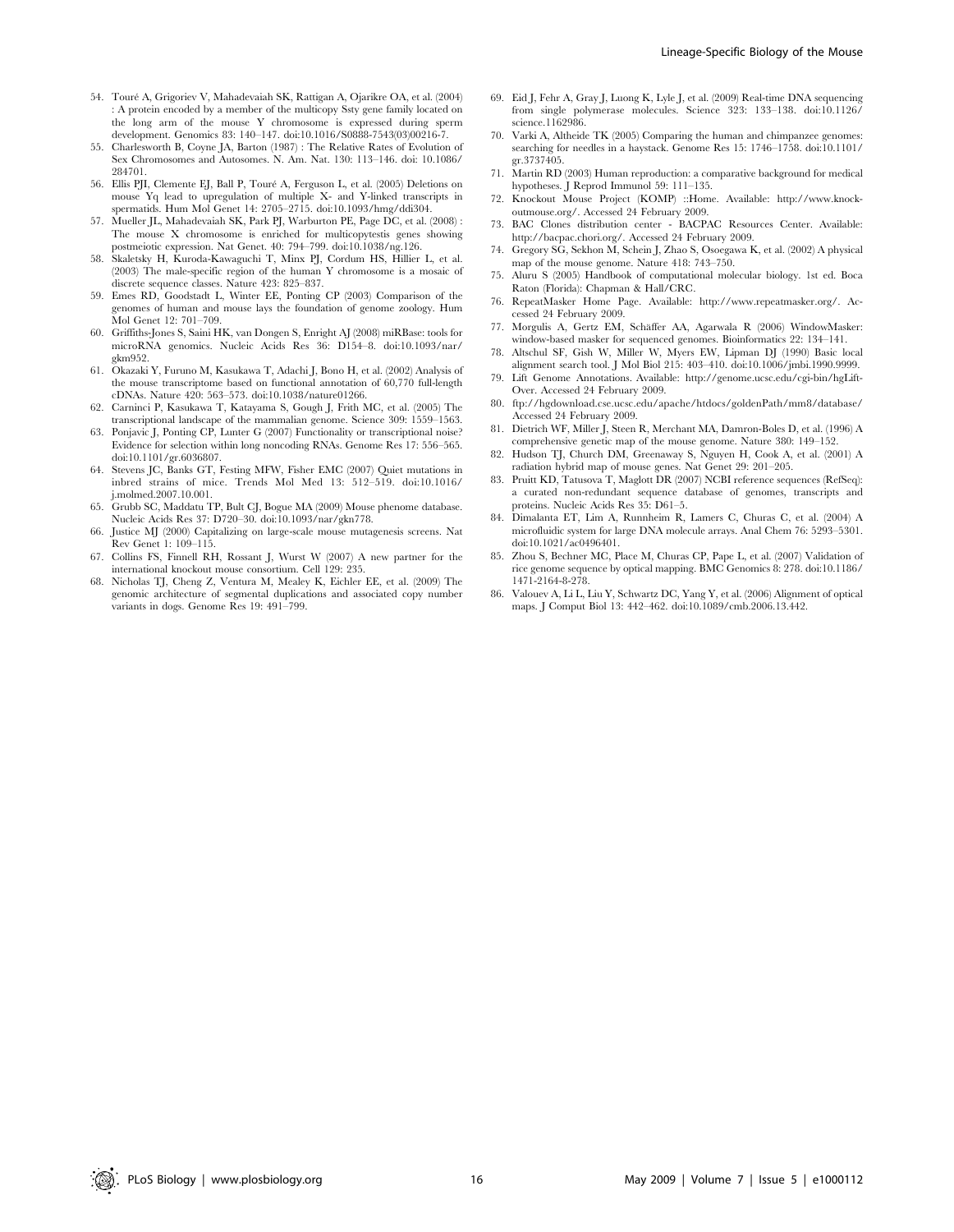54. Touré A, Grigoriev V, Mahadevaiah SK, Rattigan A, Ojarikre OA, et al. (2004) : A protein encoded by a member of the multicopy Ssty gene family located on the long arm of the mouse Y chromosome is expressed during sperm development. Genomics 83: 140–147. doi:10.1016/S0888-7543(03)00216-7.
55. Charlesworth B, Coyne JA, Barton (1987) : The Relative Rates of Evolution of Sex Chromosomes and Autosomes. N. Am. Nat. 130: 113–146. doi: 10.1086/284701.
56. Ellis PJI, Clemente EJ, Ball P, Touré A, Ferguson L, et al. (2005) Deletions on mouse Yq lead to upregulation of multiple X- and Y-linked transcripts in spermatids. Hum Mol Genet 14: 2705–2715. doi:10.1093/hmg/ddi304.
57. Mueller JL, Mahadevaiah SK, Park PJ, Warburton PE, Page DC, et al. (2008) : The mouse X chromosome is enriched for multicopytestis genes showing postmeiotic expression. Nat Genet. 40: 794–799. doi:10.1038/ng.126.
58. Skaletsky H, Kuroda-Kawaguchi T, Minx PJ, Cordum HS, Hillier L, et al. (2003) The male-specific region of the human Y chromosome is a mosaic of discrete sequence classes. Nature 423: 825–837.
59. Emes RD, Goodstadt L, Winter EE, Ponting CP (2003) Comparison of the genomes of human and mouse lays the foundation of genome zoology. Hum Mol Genet 12: 701–709.
60. Griffiths-Jones S, Saini HK, van Dongen S, Enright AJ (2008) miRBase: tools for microRNA genomics. Nucleic Acids Res 36: D154–8. doi:10.1093/nar/gkm952.
61. Okazaki Y, Furuno M, Kasukawa T, Adachi J, Bono H, et al. (2002) Analysis of the mouse transcriptome based on functional annotation of 60,770 full-length cDNAs. Nature 420: 563–573. doi:10.1038/nature01266.
62. Carninci P, Kasukawa T, Katayama S, Gough J, Frith MC, et al. (2005) The transcriptional landscape of the mammalian genome. Science 309: 1559–1563.
63. Ponjavic J, Ponting CP, Lunter G (2007) Functionality or transcriptional noise? Evidence for selection within long noncoding RNAs. Genome Res 17: 556–565. doi:10.1101/gr.6036807.
64. Stevens JC, Banks GT, Festing MFW, Fisher EMC (2007) Quiet mutations in inbred strains of mice. Trends Mol Med 13: 512–519. doi:10.1016/j.molmed.2007.10.001.
65. Grubb SC, Maddatu TP, Bult CJ, Bogue MA (2009) Mouse phenome database. Nucleic Acids Res 37: D720–30. doi:10.1093/nar/gkn778.
66. Justice MJ (2000) Capitalizing on large-scale mouse mutagenesis screens. Nat Rev Genet 1: 109–115.
67. Collins FS, Finnell RH, Rossant J, Wurst W (2007) A new partner for the international knockout mouse consortium. Cell 129: 235.
68. Nicholas TJ, Cheng Z, Ventura M, Mealey K, Eichler EE, et al. (2009) The genomic architecture of segmental duplications and associated copy number variants in dogs. Genome Res 19: 491–799.
69. Eid J, Fehr A, Gray J, Luong K, Lyle J, et al. (2009) Real-time DNA sequencing from single polymerase molecules. Science 323: 133–138. doi:10.1126/science.1162986.
70. Varki A, Altheide TK (2005) Comparing the human and chimpanzee genomes: searching for needles in a haystack. Genome Res 15: 1746–1758. doi:10.1101/gr.3737405.
71. Martin RD (2003) Human reproduction: a comparative background for medical hypotheses. J Reprod Immunol 59: 111–135.
72. Knockout Mouse Project (KOMP) ::Home. Available: http://www.knockoutmouse.org/. Accessed 24 February 2009.
73. BAC Clones distribution center - BACPAC Resources Center. Available: http://bacpac.chori.org/. Accessed 24 February 2009.
74. Gregory SG, Sekhon M, Schein J, Zhao S, Osoegawa K, et al. (2002) A physical map of the mouse genome. Nature 418: 743–750.
75. Aluru S (2005) Handbook of computational molecular biology. 1st ed. Boca Raton (Florida): Chapman & Hall/CRC.
76. RepeatMasker Home Page. Available: http://www.repeatmasker.org/. Accessed 24 February 2009.
77. Morgulis A, Gertz EM, Schäffer AA, Agarwala R (2006) WindowMasker: window-based masker for sequenced genomes. Bioinformatics 22: 134–141.
78. Altschul SF, Gish W, Miller W, Myers EW, Lipman DJ (1990) Basic local alignment search tool. J Mol Biol 215: 403–410. doi:10.1006/jmbi.1990.9999.
79. Lift Genome Annotations. Available: http://genome.ucsc.edu/cgi-bin/hgLiftOver. Accessed 24 February 2009.
80. ftp://hgdownload.cse.ucsc.edu/apache/htdocs/goldenPath/mm8/database/ Accessed 24 February 2009.
81. Dietrich WF, Miller J, Steen R, Merchant MA, Damron-Boles D, et al. (1996) A comprehensive genetic map of the mouse genome. Nature 380: 149–152.
82. Hudson TJ, Church DM, Greenaway S, Nguyen H, Cook A, et al. (2001) A radiation hybrid map of mouse genes. Nat Genet 29: 201–205.
83. Pruitt KD, Tatusova T, Maglott DR (2007) NCBI reference sequences (RefSeq): a curated non-redundant sequence database of genomes, transcripts and proteins. Nucleic Acids Res 35: D61–5.
84. Dimalanta ET, Lim A, Runnheim R, Lamers C, Churas C, et al. (2004) A microfluidic system for large DNA molecule arrays. Anal Chem 76: 5293–5301. doi:10.1021/ac0496401.
85. Zhou S, Bechner MC, Place M, Churas CP, Pape L, et al. (2007) Validation of rice genome sequence by optical mapping. BMC Genomics 8: 278. doi:10.1186/1471-2164-8-278.
86. Valouev A, Li L, Liu Y, Schwartz DC, Yang Y, et al. (2006) Alignment of optical maps. J Comput Biol 13: 442–462. doi:10.1089/cmb.2006.13.442.